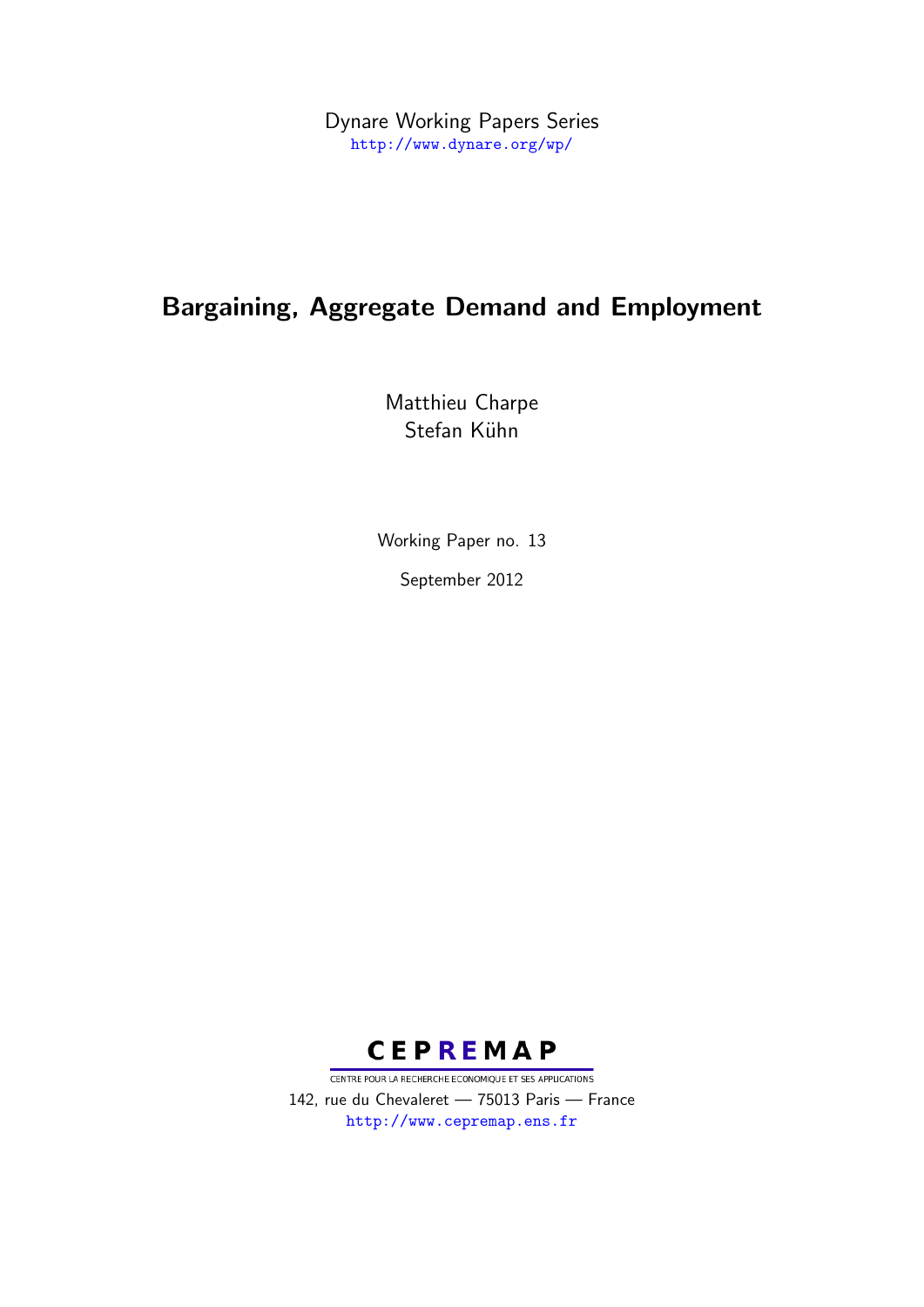Dynare Working Papers Series
http://www.dynare.org/wp/

# Bargaining, Aggregate Demand and Employment

Matthieu Charpe
Stefan Kühn

Working Paper no. 13

September 2012

CEPREMAP
CENTRE POUR LA RECHERCHE ECONOMIQUE ET SES APPLICATIONS
142, rue du Chevaleret — 75013 Paris — France
http://www.cepremap.ens.fr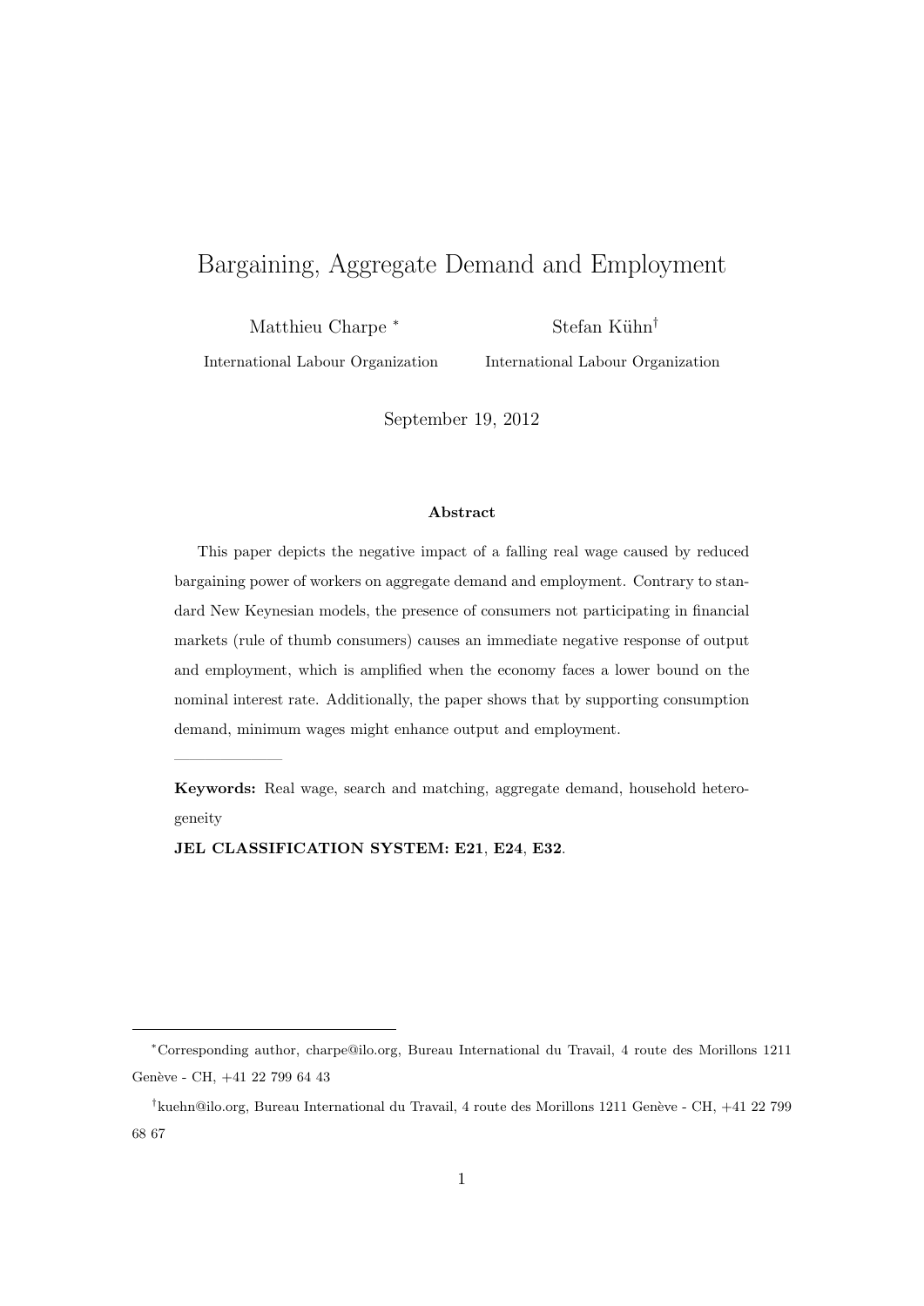# Bargaining, Aggregate Demand and Employment

Matthieu Charpe [*]
International Labour Organization

Stefan Kühn [†]
International Labour Organization

September 19, 2012

### Abstract

This paper depicts the negative impact of a falling real wage caused by reduced bargaining power of workers on aggregate demand and employment. Contrary to standard New Keynesian models, the presence of consumers not participating in financial markets (rule of thumb consumers) causes an immediate negative response of output and employment, which is amplified when the economy faces a lower bound on the nominal interest rate. Additionally, the paper shows that by supporting consumption demand, minimum wages might enhance output and employment.

---

**Keywords:** Real wage, search and matching, aggregate demand, household heterogeneity

**JEL CLASSIFICATION SYSTEM: E21, E24, E32.**

---

[*] Corresponding author, charpe@ilo.org, Bureau International du Travail, 4 route des Morillons 1211 Genève - CH, +41 22 799 64 43

[†] kuehn@ilo.org, Bureau International du Travail, 4 route des Morillons 1211 Genève - CH, +41 22 799 68 67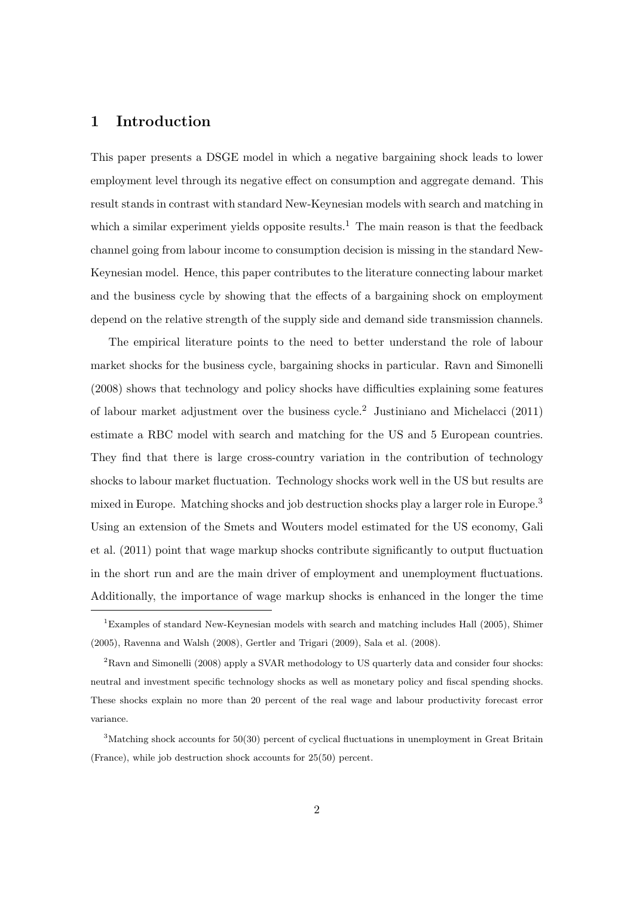# 1 Introduction

This paper presents a DSGE model in which a negative bargaining shock leads to lower employment level through its negative effect on consumption and aggregate demand. This result stands in contrast with standard New-Keynesian models with search and matching in which a similar experiment yields opposite results.[1] The main reason is that the feedback channel going from labour income to consumption decision is missing in the standard New-Keynesian model. Hence, this paper contributes to the literature connecting labour market and the business cycle by showing that the effects of a bargaining shock on employment depend on the relative strength of the supply side and demand side transmission channels.

The empirical literature points to the need to better understand the role of labour market shocks for the business cycle, bargaining shocks in particular. Ravn and Simonelli (2008) shows that technology and policy shocks have difficulties explaining some features of labour market adjustment over the business cycle.[2] Justiniano and Michelacci (2011) estimate a RBC model with search and matching for the US and 5 European countries. They find that there is large cross-country variation in the contribution of technology shocks to labour market fluctuation. Technology shocks work well in the US but results are mixed in Europe. Matching shocks and job destruction shocks play a larger role in Europe.[3] Using an extension of the Smets and Wouters model estimated for the US economy, Gali et al. (2011) point that wage markup shocks contribute significantly to output fluctuation in the short run and are the main driver of employment and unemployment fluctuations. Additionally, the importance of wage markup shocks is enhanced in the longer the time

---

[1] Examples of standard New-Keynesian models with search and matching includes Hall (2005), Shimer (2005), Ravenna and Walsh (2008), Gertler and Trigari (2009), Sala et al. (2008).

[2] Ravn and Simonelli (2008) apply a SVAR methodology to US quarterly data and consider four shocks: neutral and investment specific technology shocks as well as monetary policy and fiscal spending shocks. These shocks explain no more than 20 percent of the real wage and labour productivity forecast error variance.

[3] Matching shock accounts for 50(30) percent of cyclical fluctuations in unemployment in Great Britain (France), while job destruction shock accounts for 25(50) percent.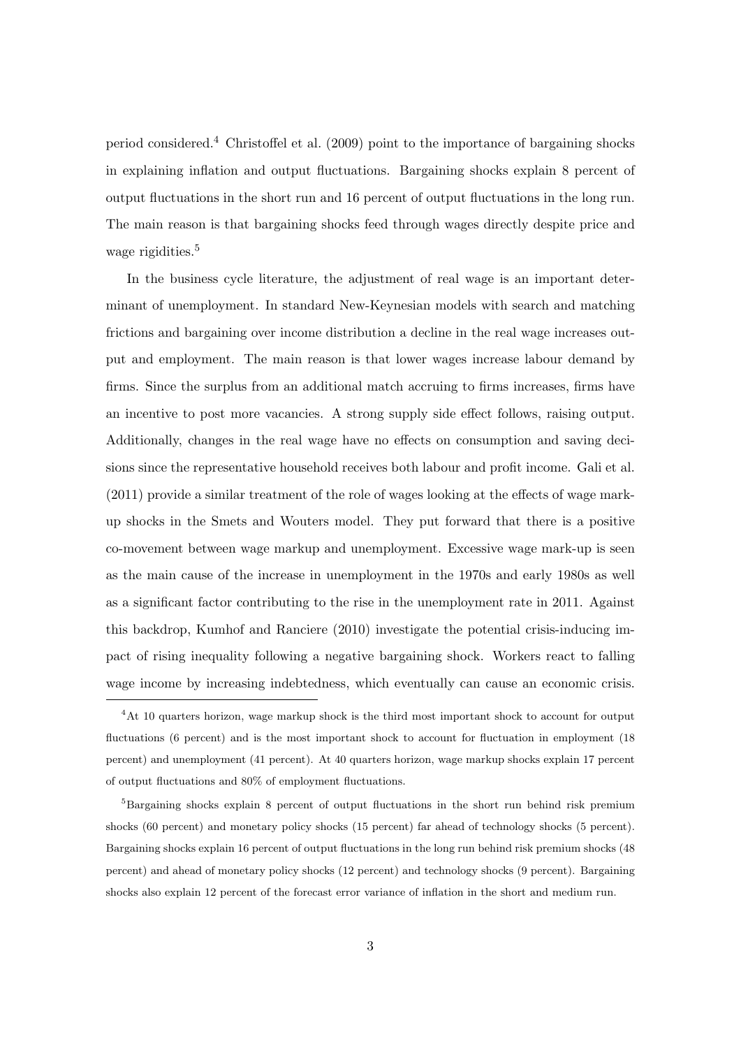period considered.[4] Christoffel et al. (2009) point to the importance of bargaining shocks in explaining inflation and output fluctuations. Bargaining shocks explain 8 percent of output fluctuations in the short run and 16 percent of output fluctuations in the long run. The main reason is that bargaining shocks feed through wages directly despite price and wage rigidities.[5]

In the business cycle literature, the adjustment of real wage is an important determinant of unemployment. In standard New-Keynesian models with search and matching frictions and bargaining over income distribution a decline in the real wage increases output and employment. The main reason is that lower wages increase labour demand by firms. Since the surplus from an additional match accruing to firms increases, firms have an incentive to post more vacancies. A strong supply side effect follows, raising output. Additionally, changes in the real wage have no effects on consumption and saving decisions since the representative household receives both labour and profit income. Gali et al. (2011) provide a similar treatment of the role of wages looking at the effects of wage markup shocks in the Smets and Wouters model. They put forward that there is a positive co-movement between wage markup and unemployment. Excessive wage mark-up is seen as the main cause of the increase in unemployment in the 1970s and early 1980s as well as a significant factor contributing to the rise in the unemployment rate in 2011. Against this backdrop, Kumhof and Ranciere (2010) investigate the potential crisis-inducing impact of rising inequality following a negative bargaining shock. Workers react to falling wage income by increasing indebtedness, which eventually can cause an economic crisis.

[4] At 10 quarters horizon, wage markup shock is the third most important shock to account for output fluctuations (6 percent) and is the most important shock to account for fluctuation in employment (18 percent) and unemployment (41 percent). At 40 quarters horizon, wage markup shocks explain 17 percent of output fluctuations and 80% of employment fluctuations.

[5] Bargaining shocks explain 8 percent of output fluctuations in the short run behind risk premium shocks (60 percent) and monetary policy shocks (15 percent) far ahead of technology shocks (5 percent). Bargaining shocks explain 16 percent of output fluctuations in the long run behind risk premium shocks (48 percent) and ahead of monetary policy shocks (12 percent) and technology shocks (9 percent). Bargaining shocks also explain 12 percent of the forecast error variance of inflation in the short and medium run.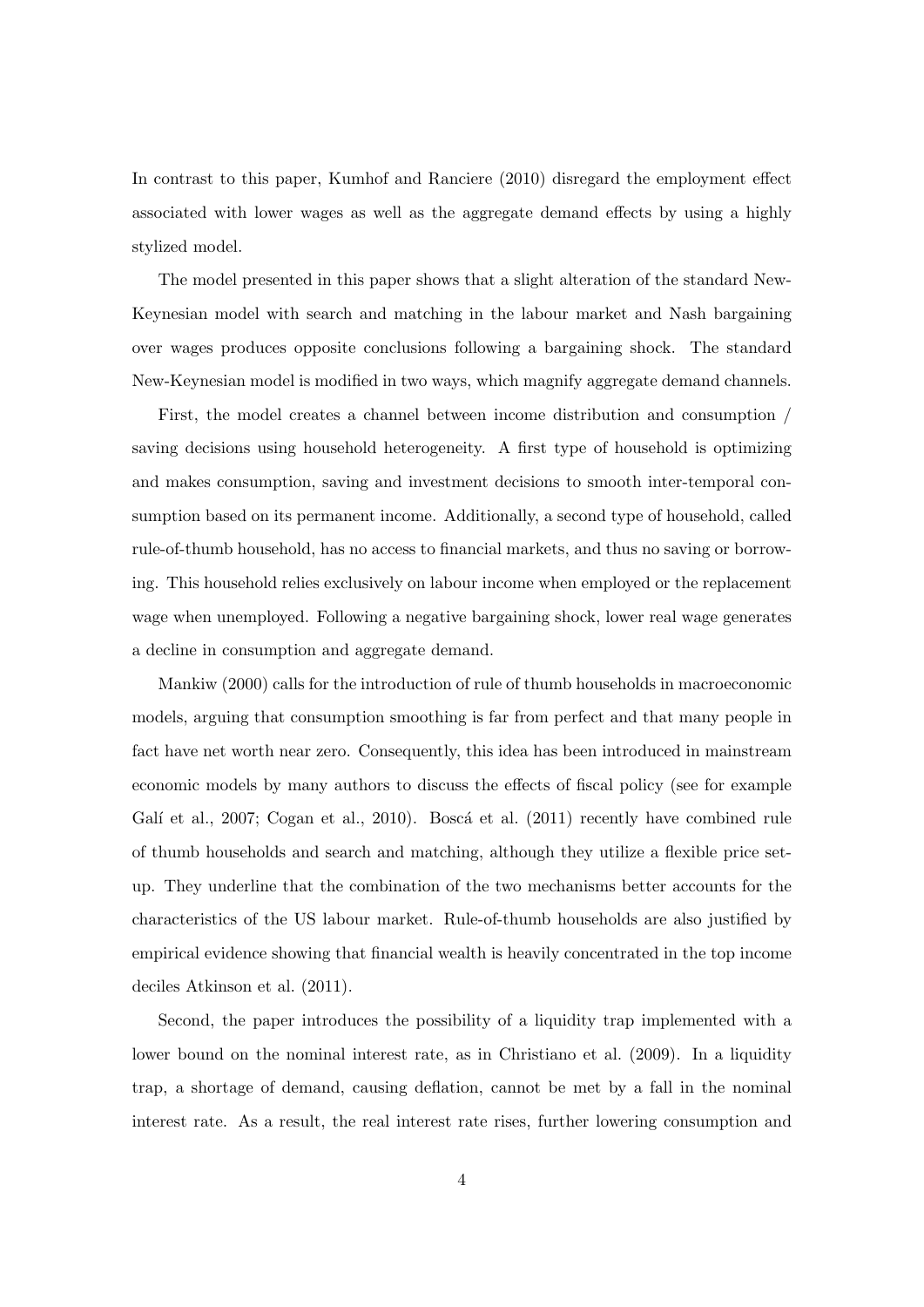In contrast to this paper, Kumhof and Ranciere (2010) disregard the employment effect associated with lower wages as well as the aggregate demand effects by using a highly stylized model.

The model presented in this paper shows that a slight alteration of the standard New-Keynesian model with search and matching in the labour market and Nash bargaining over wages produces opposite conclusions following a bargaining shock. The standard New-Keynesian model is modified in two ways, which magnify aggregate demand channels.

First, the model creates a channel between income distribution and consumption / saving decisions using household heterogeneity. A first type of household is optimizing and makes consumption, saving and investment decisions to smooth inter-temporal consumption based on its permanent income. Additionally, a second type of household, called rule-of-thumb household, has no access to financial markets, and thus no saving or borrowing. This household relies exclusively on labour income when employed or the replacement wage when unemployed. Following a negative bargaining shock, lower real wage generates a decline in consumption and aggregate demand.

Mankiw (2000) calls for the introduction of rule of thumb households in macroeconomic models, arguing that consumption smoothing is far from perfect and that many people in fact have net worth near zero. Consequently, this idea has been introduced in mainstream economic models by many authors to discuss the effects of fiscal policy (see for example Galí et al., 2007; Cogan et al., 2010). Boscá et al. (2011) recently have combined rule of thumb households and search and matching, although they utilize a flexible price set-up. They underline that the combination of the two mechanisms better accounts for the characteristics of the US labour market. Rule-of-thumb households are also justified by empirical evidence showing that financial wealth is heavily concentrated in the top income deciles Atkinson et al. (2011).

Second, the paper introduces the possibility of a liquidity trap implemented with a lower bound on the nominal interest rate, as in Christiano et al. (2009). In a liquidity trap, a shortage of demand, causing deflation, cannot be met by a fall in the nominal interest rate. As a result, the real interest rate rises, further lowering consumption and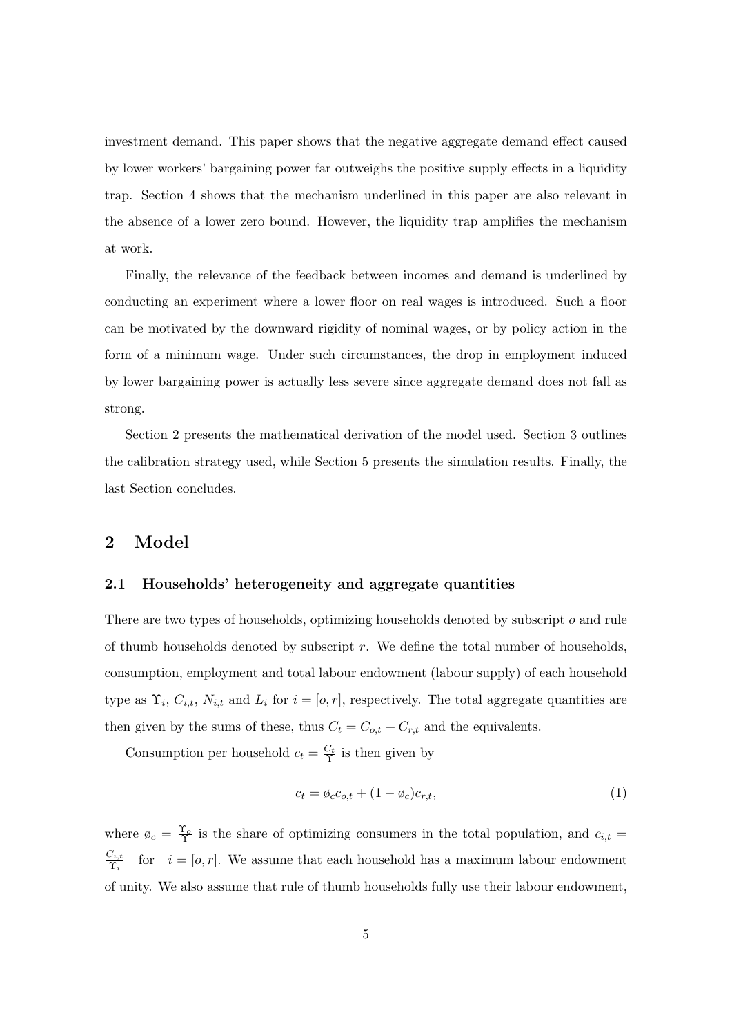investment demand. This paper shows that the negative aggregate demand effect caused by lower workers' bargaining power far outweighs the positive supply effects in a liquidity trap. Section 4 shows that the mechanism underlined in this paper are also relevant in the absence of a lower zero bound. However, the liquidity trap amplifies the mechanism at work.

Finally, the relevance of the feedback between incomes and demand is underlined by conducting an experiment where a lower floor on real wages is introduced. Such a floor can be motivated by the downward rigidity of nominal wages, or by policy action in the form of a minimum wage. Under such circumstances, the drop in employment induced by lower bargaining power is actually less severe since aggregate demand does not fall as strong.

Section 2 presents the mathematical derivation of the model used. Section 3 outlines the calibration strategy used, while Section 5 presents the simulation results. Finally, the last Section concludes.

## 2 Model

### 2.1 Households' heterogeneity and aggregate quantities

There are two types of households, optimizing households denoted by subscript $o$ and rule of thumb households denoted by subscript $r$. We define the total number of households, consumption, employment and total labour endowment (labour supply) of each household type as $\Upsilon_i$, $C_{i,t}$, $N_{i,t}$ and $L_i$ for $i = [o, r]$, respectively. The total aggregate quantities are then given by the sums of these, thus $C_t = C_{o,t} + C_{r,t}$ and the equivalents.

Consumption per household $c_t = \frac{C_t}{\Upsilon}$ is then given by

$$c_t = \o_c c_{o,t} + (1 - \o_c) c_{r,t}, \tag{1}$$

where $\o_c = \frac{\Upsilon_o}{\Upsilon}$ is the share of optimizing consumers in the total population, and $c_{i,t} = \frac{C_{i,t}}{\Upsilon_i}$ for $i = [o, r]$. We assume that each household has a maximum labour endowment of unity. We also assume that rule of thumb households fully use their labour endowment,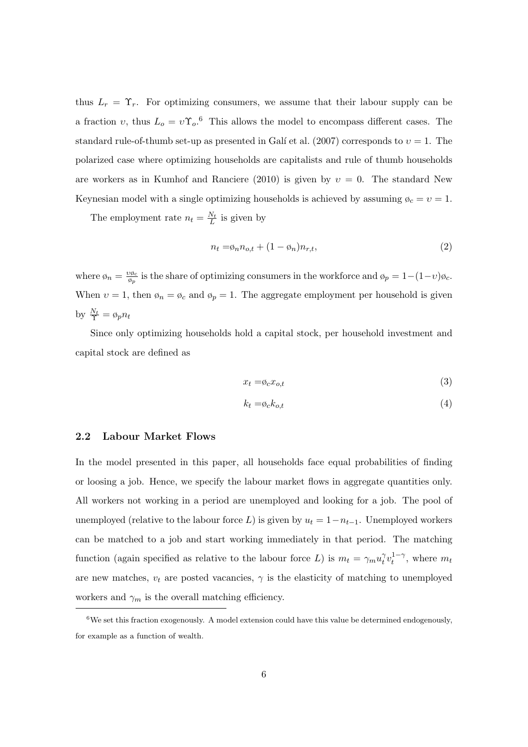thus $L_r = \Upsilon_r$. For optimizing consumers, we assume that their labour supply can be a fraction $\upsilon$, thus $L_o = \upsilon \Upsilon_o$.[6] This allows the model to encompass different cases. The standard rule-of-thumb set-up as presented in Galí et al. (2007) corresponds to $\upsilon = 1$. The polarized case where optimizing households are capitalists and rule of thumb households are workers as in Kumhof and Ranciere (2010) is given by $\upsilon = 0$. The standard New Keynesian model with a single optimizing households is achieved by assuming $\phi_c = \upsilon = 1$.

The employment rate $n_t = \frac{N_t}{L}$ is given by

$$n_t = \phi_n n_{o,t} + (1 - \phi_n) n_{r,t}, \tag{2}$$

where $\phi_n = \frac{\upsilon \phi_c}{\phi_p}$ is the share of optimizing consumers in the workforce and $\phi_p = 1 - (1-\upsilon)\phi_c$. When $\upsilon = 1$, then $\phi_n = \phi_c$ and $\phi_p = 1$. The aggregate employment per household is given by $\frac{N_t}{\Upsilon} = \phi_p n_t$

Since only optimizing households hold a capital stock, per household investment and capital stock are defined as

$$x_t = \phi_c x_{o,t} \tag{3}$$

$$k_t = \phi_c k_{o,t} \tag{4}$$

## 2.2 Labour Market Flows

In the model presented in this paper, all households face equal probabilities of finding or loosing a job. Hence, we specify the labour market flows in aggregate quantities only. All workers not working in a period are unemployed and looking for a job. The pool of unemployed (relative to the labour force $L$) is given by $u_t = 1 - n_{t-1}$. Unemployed workers can be matched to a job and start working immediately in that period. The matching function (again specified as relative to the labour force $L$) is $m_t = \gamma_m u_t^{\gamma} v_t^{1-\gamma}$, where $m_t$ are new matches, $v_t$ are posted vacancies, $\gamma$ is the elasticity of matching to unemployed workers and $\gamma_m$ is the overall matching efficiency.

[6] We set this fraction exogenously. A model extension could have this value be determined endogenously, for example as a function of wealth.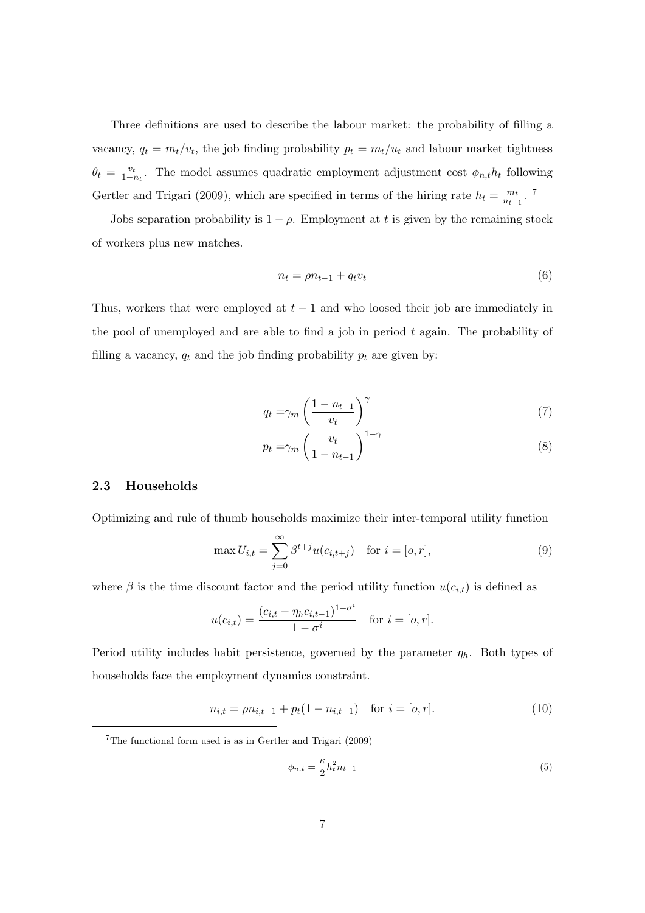Three definitions are used to describe the labour market: the probability of filling a vacancy, $q_t = m_t/v_t$, the job finding probability $p_t = m_t/u_t$ and labour market tightness $\theta_t = \frac{v_t}{1-n_t}$. The model assumes quadratic employment adjustment cost $\phi_{n,t}h_t$ following Gertler and Trigari (2009), which are specified in terms of the hiring rate $h_t = \frac{m_t}{n_{t-1}}$. [7]

Jobs separation probability is $1 - \rho$. Employment at $t$ is given by the remaining stock of workers plus new matches.

$$n_t = \rho n_{t-1} + q_t v_t \tag{6}$$

Thus, workers that were employed at $t-1$ and who loosed their job are immediately in the pool of unemployed and are able to find a job in period $t$ again. The probability of filling a vacancy, $q_t$ and the job finding probability $p_t$ are given by:

$$q_t = \gamma_m \left(\frac{1-n_{t-1}}{v_t}\right)^{\gamma} \tag{7}$$

$$p_t = \gamma_m \left(\frac{v_t}{1-n_{t-1}}\right)^{1-\gamma} \tag{8}$$

### 2.3 Households

Optimizing and rule of thumb households maximize their inter-temporal utility function

$$\max U_{i,t} = \sum_{j=0}^{\infty} \beta^{t+j} u(c_{i,t+j}) \quad \text{for } i = [o, r], \tag{9}$$

where $\beta$ is the time discount factor and the period utility function $u(c_{i,t})$ is defined as

$$u(c_{i,t}) = \frac{(c_{i,t} - \eta_h c_{i,t-1})^{1-\sigma^i}}{1-\sigma^i} \quad \text{for } i = [o, r].$$

Period utility includes habit persistence, governed by the parameter $\eta_h$. Both types of households face the employment dynamics constraint.

$$n_{i,t} = \rho n_{i,t-1} + p_t(1 - n_{i,t-1}) \quad \text{for } i = [o, r]. \tag{10}$$

---

[7] The functional form used is as in Gertler and Trigari (2009)

$$\phi_{n,t} = \frac{\kappa}{2} h_t^2 n_{t-1} \tag{5}$$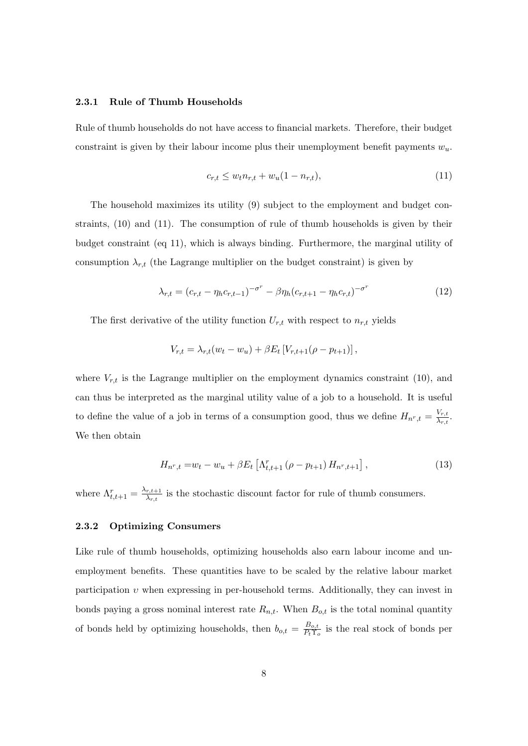### 2.3.1 Rule of Thumb Households

Rule of thumb households do not have access to financial markets. Therefore, their budget constraint is given by their labour income plus their unemployment benefit payments $w_u$.

$$c_{r,t} \leq w_t n_{r,t} + w_u(1 - n_{r,t}), \tag{11}$$

The household maximizes its utility (9) subject to the employment and budget constraints, (10) and (11). The consumption of rule of thumb households is given by their budget constraint (eq 11), which is always binding. Furthermore, the marginal utility of consumption $\lambda_{r,t}$ (the Lagrange multiplier on the budget constraint) is given by

$$\lambda_{r,t} = (c_{r,t} - \eta_h c_{r,t-1})^{-\sigma^r} - \beta \eta_h (c_{r,t+1} - \eta_h c_{r,t})^{-\sigma^r} \tag{12}$$

The first derivative of the utility function $U_{r,t}$ with respect to $n_{r,t}$ yields

$$V_{r,t} = \lambda_{r,t}(w_t - w_u) + \beta E_t \left[ V_{r,t+1}(\rho - p_{t+1}) \right],$$

where $V_{r,t}$ is the Lagrange multiplier on the employment dynamics constraint (10), and can thus be interpreted as the marginal utility value of a job to a household. It is useful to define the value of a job in terms of a consumption good, thus we define $H_{n^r,t} = \frac{V_{r,t}}{\lambda_{r,t}}$. We then obtain

$$H_{n^r,t} = w_t - w_u + \beta E_t \left[ \Lambda^r_{t,t+1} \left( \rho - p_{t+1} \right) H_{n^r,t+1} \right], \tag{13}$$

where $\Lambda^r_{t,t+1} = \frac{\lambda_{r,t+1}}{\lambda_{r,t}}$ is the stochastic discount factor for rule of thumb consumers.

### 2.3.2 Optimizing Consumers

Like rule of thumb households, optimizing households also earn labour income and unemployment benefits. These quantities have to be scaled by the relative labour market participation $\upsilon$ when expressing in per-household terms. Additionally, they can invest in bonds paying a gross nominal interest rate $R_{n,t}$. When $B_{o,t}$ is the total nominal quantity of bonds held by optimizing households, then $b_{o,t} = \frac{B_{o,t}}{P_t \Upsilon_o}$ is the real stock of bonds per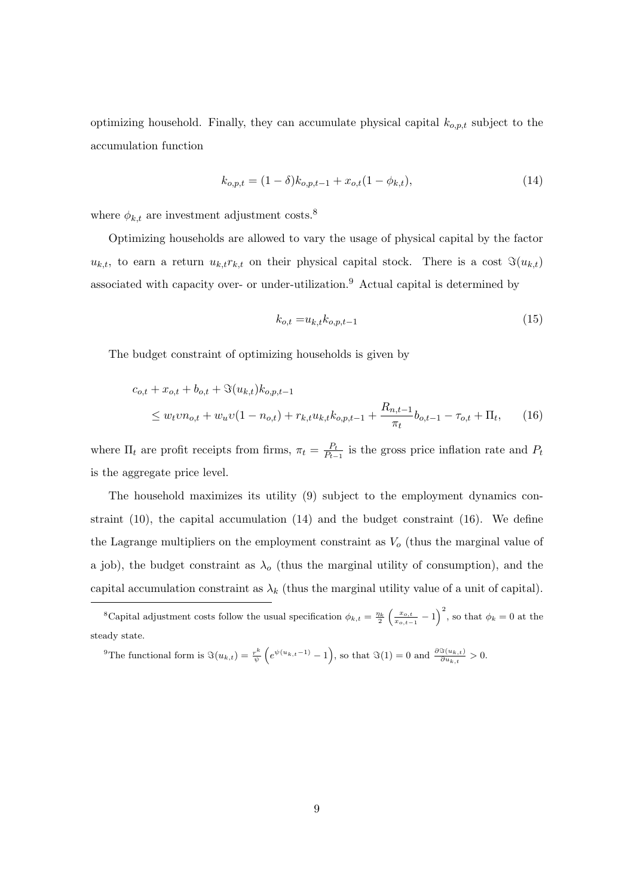optimizing household. Finally, they can accumulate physical capital $k_{o,p,t}$ subject to the accumulation function

$$k_{o,p,t} = (1-\delta)k_{o,p,t-1} + x_{o,t}(1-\phi_{k,t}), \tag{14}$$

where $\phi_{k,t}$ are investment adjustment costs.[8]

Optimizing households are allowed to vary the usage of physical capital by the factor $u_{k,t}$, to earn a return $u_{k,t}r_{k,t}$ on their physical capital stock. There is a cost $\Im(u_{k,t})$ associated with capacity over- or under-utilization.[9] Actual capital is determined by

$$k_{o,t} = u_{k,t}k_{o,p,t-1} \tag{15}$$

The budget constraint of optimizing households is given by

$$\begin{aligned} & c_{o,t} + x_{o,t} + b_{o,t} + \Im(u_{k,t})k_{o,p,t-1} \\ & \quad \leq w_t \upsilon n_{o,t} + w_u \upsilon(1-n_{o,t}) + r_{k,t}u_{k,t}k_{o,p,t-1} + \frac{R_{n,t-1}}{\pi_t}b_{o,t-1} - \tau_{o,t} + \Pi_t, \end{aligned} \tag{16}$$

where $\Pi_t$ are profit receipts from firms, $\pi_t = \frac{P_t}{P_{t-1}}$ is the gross price inflation rate and $P_t$ is the aggregate price level.

The household maximizes its utility (9) subject to the employment dynamics constraint (10), the capital accumulation (14) and the budget constraint (16). We define the Lagrange multipliers on the employment constraint as $V_o$ (thus the marginal value of a job), the budget constraint as $\lambda_o$ (thus the marginal utility of consumption), and the capital accumulation constraint as $\lambda_k$ (thus the marginal utility value of a unit of capital).

[8] Capital adjustment costs follow the usual specification $\phi_{k,t} = \frac{\eta_k}{2}\left(\frac{x_{o,t}}{x_{o,t-1}} - 1\right)^2$, so that $\phi_k = 0$ at the steady state.

[9] The functional form is $\Im(u_{k,t}) = \frac{r^k}{\psi}\left(e^{\psi(u_{k,t}-1)} - 1\right)$, so that $\Im(1) = 0$ and $\frac{\partial \Im(u_{k,t})}{\partial u_{k,t}} > 0$.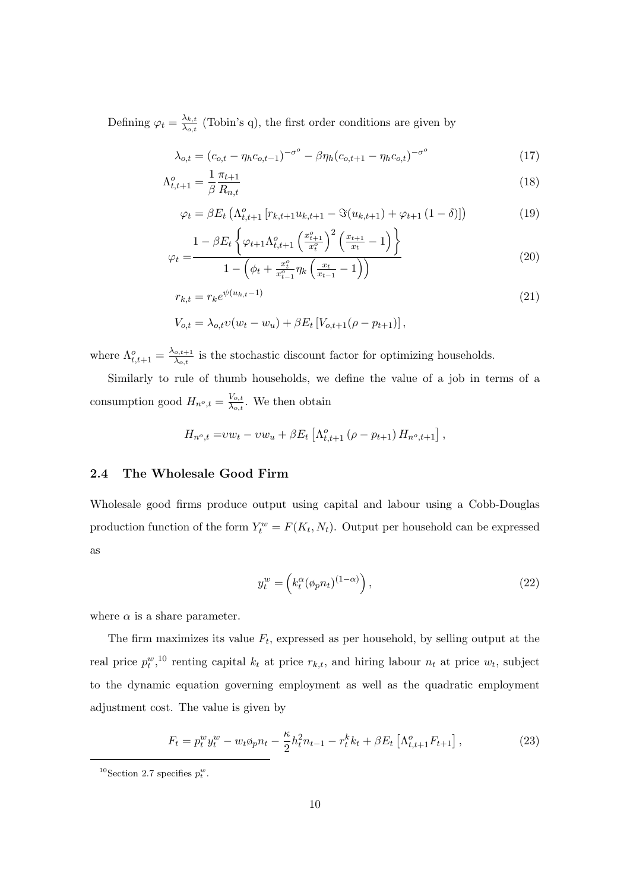Defining $\varphi_t = \frac{\lambda_{k,t}}{\lambda_{o,t}}$ (Tobin's q), the first order conditions are given by

$$\lambda_{o,t} = (c_{o,t} - \eta_h c_{o,t-1})^{-\sigma^o} - \beta\eta_h(c_{o,t+1} - \eta_h c_{o,t})^{-\sigma^o} \tag{17}$$

$$\Lambda^o_{t,t+1} = \frac{1}{\beta}\frac{\pi_{t+1}}{R_{n,t}} \tag{18}$$

$$\varphi_t = \beta E_t\left(\Lambda^o_{t,t+1}\left[r_{k,t+1}u_{k,t+1} - \Im(u_{k,t+1}) + \varphi_{t+1}(1-\delta)\right]\right) \tag{19}$$

$$\varphi_t = \frac{1 - \beta E_t\left\{\varphi_{t+1}\Lambda^o_{t,t+1}\left(\frac{x^o_{t+1}}{x^o_t}\right)^2\left(\frac{x_{t+1}}{x_t} - 1\right)\right\}}{1 - \left(\phi_t + \frac{x^o_t}{x^o_{t-1}}\eta_k\left(\frac{x_t}{x_{t-1}} - 1\right)\right)} \tag{20}$$

$$r_{k,t} = r_k e^{\psi(u_{k,t}-1)} \tag{21}$$

$$V_{o,t} = \lambda_{o,t}\upsilon(w_t - w_u) + \beta E_t\left[V_{o,t+1}(\rho - p_{t+1})\right],$$

where $\Lambda^o_{t,t+1} = \frac{\lambda_{o,t+1}}{\lambda_{o,t}}$ is the stochastic discount factor for optimizing households.

Similarly to rule of thumb households, we define the value of a job in terms of a consumption good $H_{n^o,t} = \frac{V_{o,t}}{\lambda_{o,t}}$. We then obtain

$$H_{n^o,t} = \upsilon w_t - \upsilon w_u + \beta E_t\left[\Lambda^o_{t,t+1}(\rho - p_{t+1})H_{n^o,t+1}\right],$$

### 2.4 The Wholesale Good Firm

Wholesale good firms produce output using capital and labour using a Cobb-Douglas production function of the form $Y^w_t = F(K_t, N_t)$. Output per household can be expressed as

$$y^w_t = \left(k^\alpha_t(\o_p n_t)^{(1-\alpha)}\right), \tag{22}$$

where $\alpha$ is a share parameter.

The firm maximizes its value $F_t$, expressed as per household, by selling output at the real price $p^w_t$,[10] renting capital $k_t$ at price $r_{k,t}$, and hiring labour $n_t$ at price $w_t$, subject to the dynamic equation governing employment as well as the quadratic employment adjustment cost. The value is given by

$$F_t = p^w_t y^w_t - w_t\o_p n_t - \frac{\kappa}{2}h^2_t n_{t-1} - r^k_t k_t + \beta E_t\left[\Lambda^o_{t,t+1}F_{t+1}\right], \tag{23}$$

[10] Section 2.7 specifies $p^w_t$.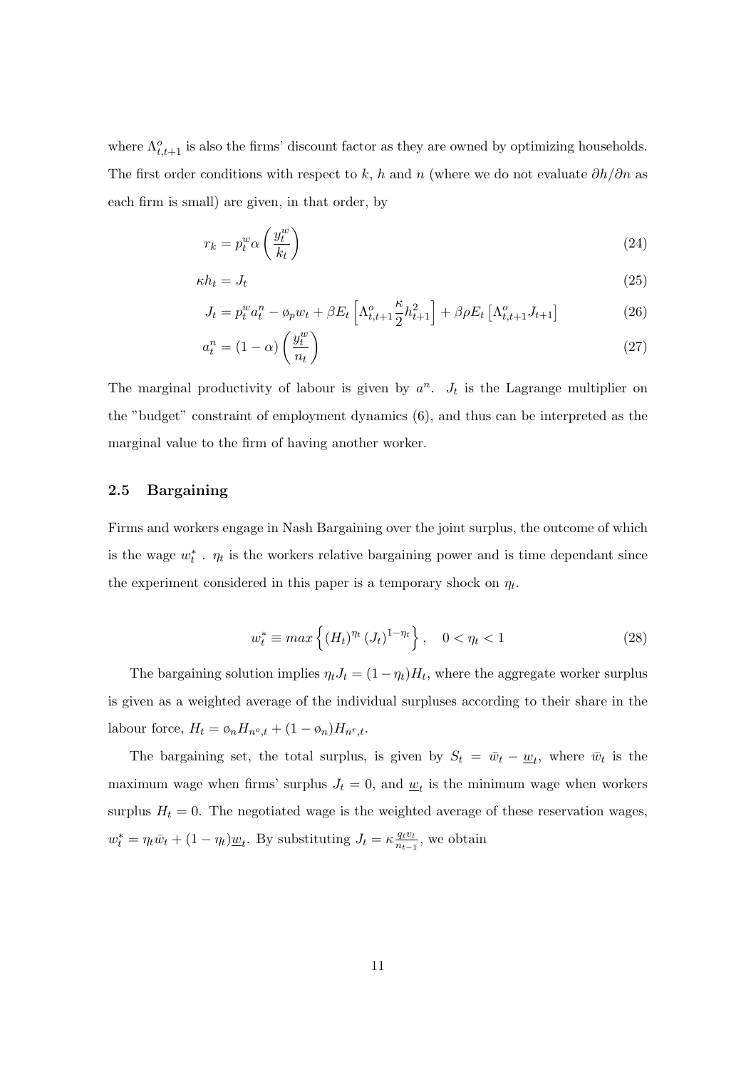where $\Lambda^o_{t,t+1}$ is also the firms' discount factor as they are owned by optimizing households. The first order conditions with respect to $k$, $h$ and $n$ (where we do not evaluate $\partial h/\partial n$ as each firm is small) are given, in that order, by

$$r_k = p^w_t \alpha \left(\frac{y^w_t}{k_t}\right) \tag{24}$$

$$\kappa h_t = J_t \tag{25}$$

$$J_t = p^w_t a^n_t - \o_p w_t + \beta E_t \left[\Lambda^o_{t,t+1} \frac{\kappa}{2} h^2_{t+1}\right] + \beta \rho E_t \left[\Lambda^o_{t,t+1} J_{t+1}\right] \tag{26}$$

$$a^n_t = (1-\alpha)\left(\frac{y^w_t}{n_t}\right) \tag{27}$$

The marginal productivity of labour is given by $a^n$. $J_t$ is the Lagrange multiplier on the "budget" constraint of employment dynamics (6), and thus can be interpreted as the marginal value to the firm of having another worker.

## 2.5 Bargaining

Firms and workers engage in Nash Bargaining over the joint surplus, the outcome of which is the wage $w^*_t$ . $\eta_t$ is the workers relative bargaining power and is time dependant since the experiment considered in this paper is a temporary shock on $\eta_t$.

$$w^*_t \equiv max\left\{(H_t)^{\eta_t}(J_t)^{1-\eta_t}\right\}, \quad 0 < \eta_t < 1 \tag{28}$$

The bargaining solution implies $\eta_t J_t = (1-\eta_t) H_t$, where the aggregate worker surplus is given as a weighted average of the individual surpluses according to their share in the labour force, $H_t = \o_n H_{n^o,t} + (1-\o_n) H_{n^r,t}$.

The bargaining set, the total surplus, is given by $S_t = \bar{w}_t - \underline{w}_t$, where $\bar{w}_t$ is the maximum wage when firms' surplus $J_t = 0$, and $\underline{w}_t$ is the minimum wage when workers surplus $H_t = 0$. The negotiated wage is the weighted average of these reservation wages, $w^*_t = \eta_t \bar{w}_t + (1-\eta_t)\underline{w}_t$. By substituting $J_t = \kappa \frac{q_t v_t}{n_{t-1}}$, we obtain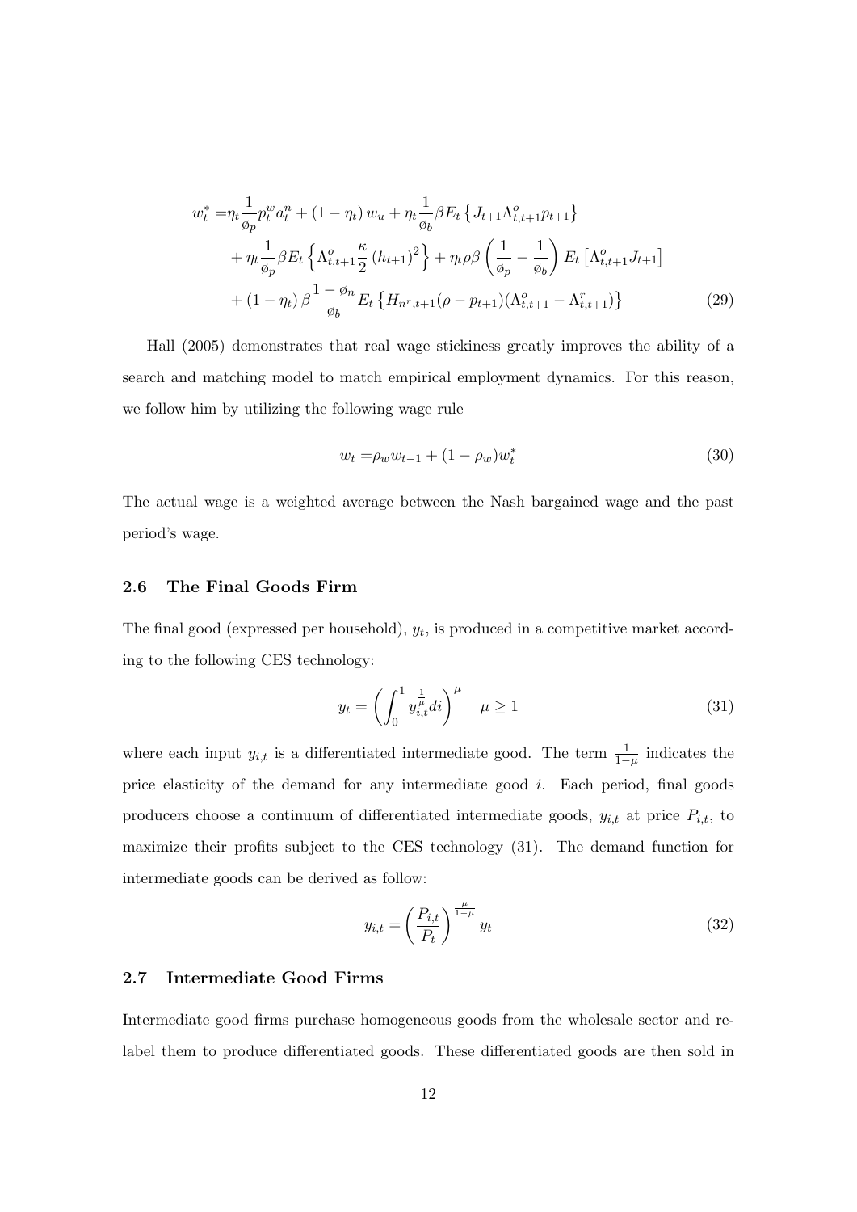$$
\begin{aligned}
w_t^* =& \eta_t \frac{1}{\o_p} p_t^w a_t^n + (1-\eta_t) w_u + \eta_t \frac{1}{\o_b} \beta E_t \left\{ J_{t+1} \Lambda_{t,t+1}^o p_{t+1} \right\} \\
&+ \eta_t \frac{1}{\o_p} \beta E_t \left\{ \Lambda_{t,t+1}^o \frac{\kappa}{2} (h_{t+1})^2 \right\} + \eta_t \rho \beta \left( \frac{1}{\o_p} - \frac{1}{\o_b} \right) E_t \left[ \Lambda_{t,t+1}^o J_{t+1} \right] \\
&+ (1-\eta_t) \beta \frac{1-\o_n}{\o_b} E_t \left\{ H_{n^r,t+1} (\rho - p_{t+1}) (\Lambda_{t,t+1}^o - \Lambda_{t,t+1}^r) \right\}
\end{aligned} \tag{29}
$$

Hall (2005) demonstrates that real wage stickiness greatly improves the ability of a search and matching model to match empirical employment dynamics. For this reason, we follow him by utilizing the following wage rule

$$
w_t = \rho_w w_{t-1} + (1-\rho_w) w_t^* \tag{30}
$$

The actual wage is a weighted average between the Nash bargained wage and the past period's wage.

### 2.6 The Final Goods Firm

The final good (expressed per household), $y_t$, is produced in a competitive market according to the following CES technology:

$$
y_t = \left( \int_0^1 y_{i,t}^{\frac{1}{\mu}} di \right)^{\mu} \quad \mu \geq 1 \tag{31}
$$

where each input $y_{i,t}$ is a differentiated intermediate good. The term $\frac{1}{1-\mu}$ indicates the price elasticity of the demand for any intermediate good $i$. Each period, final goods producers choose a continuum of differentiated intermediate goods, $y_{i,t}$ at price $P_{i,t}$, to maximize their profits subject to the CES technology (31). The demand function for intermediate goods can be derived as follow:

$$
y_{i,t} = \left( \frac{P_{i,t}}{P_t} \right)^{\frac{\mu}{1-\mu}} y_t \tag{32}
$$

### 2.7 Intermediate Good Firms

Intermediate good firms purchase homogeneous goods from the wholesale sector and relabel them to produce differentiated goods. These differentiated goods are then sold in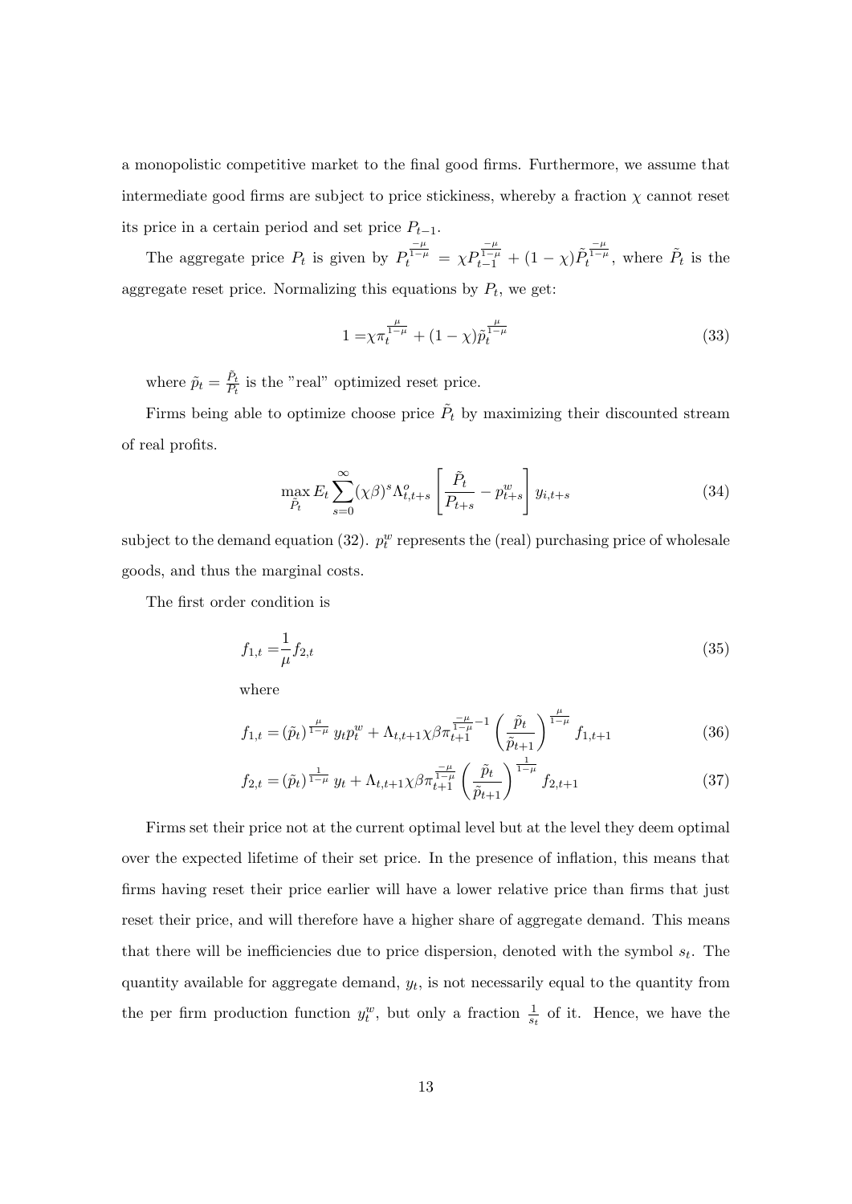a monopolistic competitive market to the final good firms. Furthermore, we assume that intermediate good firms are subject to price stickiness, whereby a fraction $\chi$ cannot reset its price in a certain period and set price $P_{t-1}$.

The aggregate price $P_t$ is given by $P_t^{\frac{-\mu}{1-\mu}} = \chi P_{t-1}^{\frac{-\mu}{1-\mu}} + (1-\chi)\tilde{P}_t^{\frac{-\mu}{1-\mu}}$, where $\tilde{P}_t$ is the aggregate reset price. Normalizing this equations by $P_t$, we get:

$$1 = \chi \pi_t^{\frac{\mu}{1-\mu}} + (1-\chi)\tilde{p}_t^{\frac{\mu}{1-\mu}} \tag{33}$$

where $\tilde{p}_t = \frac{\tilde{P}_t}{P_t}$ is the "real" optimized reset price.

Firms being able to optimize choose price $\tilde{P}_t$ by maximizing their discounted stream of real profits.

$$\max_{\tilde{P}_t} E_t \sum_{s=0}^{\infty} (\chi\beta)^s \Lambda^o_{t,t+s} \left[ \frac{\tilde{P}_t}{P_{t+s}} - p^w_{t+s} \right] y_{i,t+s} \tag{34}$$

subject to the demand equation (32). $p^w_t$ represents the (real) purchasing price of wholesale goods, and thus the marginal costs.

The first order condition is

$$f_{1,t} = \frac{1}{\mu} f_{2,t} \tag{35}$$

where

$$f_{1,t} = (\tilde{p}_t)^{\frac{\mu}{1-\mu}} y_t p^w_t + \Lambda_{t,t+1} \chi \beta \pi_{t+1}^{\frac{-\mu}{1-\mu}-1} \left( \frac{\tilde{p}_t}{\tilde{p}_{t+1}} \right)^{\frac{\mu}{1-\mu}} f_{1,t+1} \tag{36}$$

$$f_{2,t} = (\tilde{p}_t)^{\frac{1}{1-\mu}} y_t + \Lambda_{t,t+1} \chi \beta \pi_{t+1}^{\frac{-\mu}{1-\mu}} \left( \frac{\tilde{p}_t}{\tilde{p}_{t+1}} \right)^{\frac{1}{1-\mu}} f_{2,t+1} \tag{37}$$

Firms set their price not at the current optimal level but at the level they deem optimal over the expected lifetime of their set price. In the presence of inflation, this means that firms having reset their price earlier will have a lower relative price than firms that just reset their price, and will therefore have a higher share of aggregate demand. This means that there will be inefficiencies due to price dispersion, denoted with the symbol $s_t$. The quantity available for aggregate demand, $y_t$, is not necessarily equal to the quantity from the per firm production function $y^w_t$, but only a fraction $\frac{1}{s_t}$ of it. Hence, we have the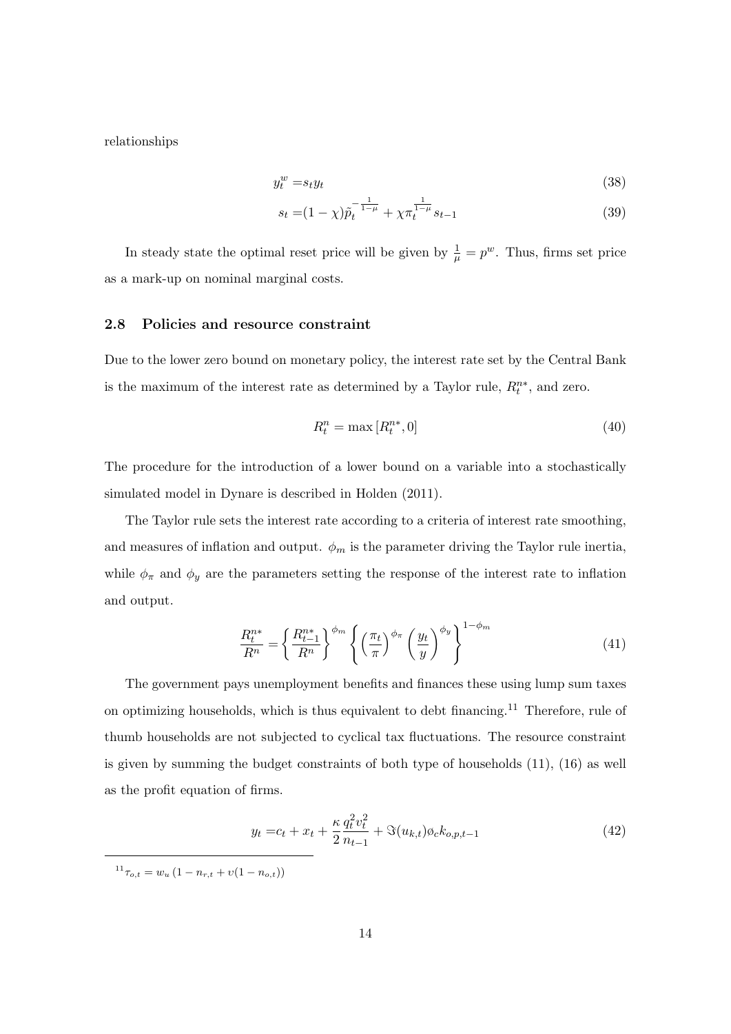relationships

$$y_t^w = s_t y_t \tag{38}$$

$$s_t = (1-\chi)\tilde{p}_t^{-\frac{1}{1-\mu}} + \chi \pi_t^{\frac{1}{1-\mu}} s_{t-1} \tag{39}$$

In steady state the optimal reset price will be given by $\frac{1}{\mu} = p^w$. Thus, firms set price as a mark-up on nominal marginal costs.

### 2.8 Policies and resource constraint

Due to the lower zero bound on monetary policy, the interest rate set by the Central Bank is the maximum of the interest rate as determined by a Taylor rule, $R_t^{n*}$, and zero.

$$R_t^n = \max\left[R_t^{n*}, 0\right] \tag{40}$$

The procedure for the introduction of a lower bound on a variable into a stochastically simulated model in Dynare is described in Holden (2011).

The Taylor rule sets the interest rate according to a criteria of interest rate smoothing, and measures of inflation and output. $\phi_m$ is the parameter driving the Taylor rule inertia, while $\phi_\pi$ and $\phi_y$ are the parameters setting the response of the interest rate to inflation and output.

$$\frac{R_t^{n*}}{R^n} = \left\{\frac{R_{t-1}^{n*}}{R^n}\right\}^{\phi_m} \left\{\left(\frac{\pi_t}{\pi}\right)^{\phi_\pi}\left(\frac{y_t}{y}\right)^{\phi_y}\right\}^{1-\phi_m} \tag{41}$$

The government pays unemployment benefits and finances these using lump sum taxes on optimizing households, which is thus equivalent to debt financing.[11] Therefore, rule of thumb households are not subjected to cyclical tax fluctuations. The resource constraint is given by summing the budget constraints of both type of households (11), (16) as well as the profit equation of firms.

$$y_t = c_t + x_t + \frac{\kappa}{2}\frac{q_t^2 v_t^2}{n_{t-1}} + \Im(u_{k,t})\phi_c k_{o,p,t-1} \tag{42}$$

[11] $\tau_{o,t} = w_u\left(1 - n_{r,t} + \upsilon(1-n_{o,t})\right)$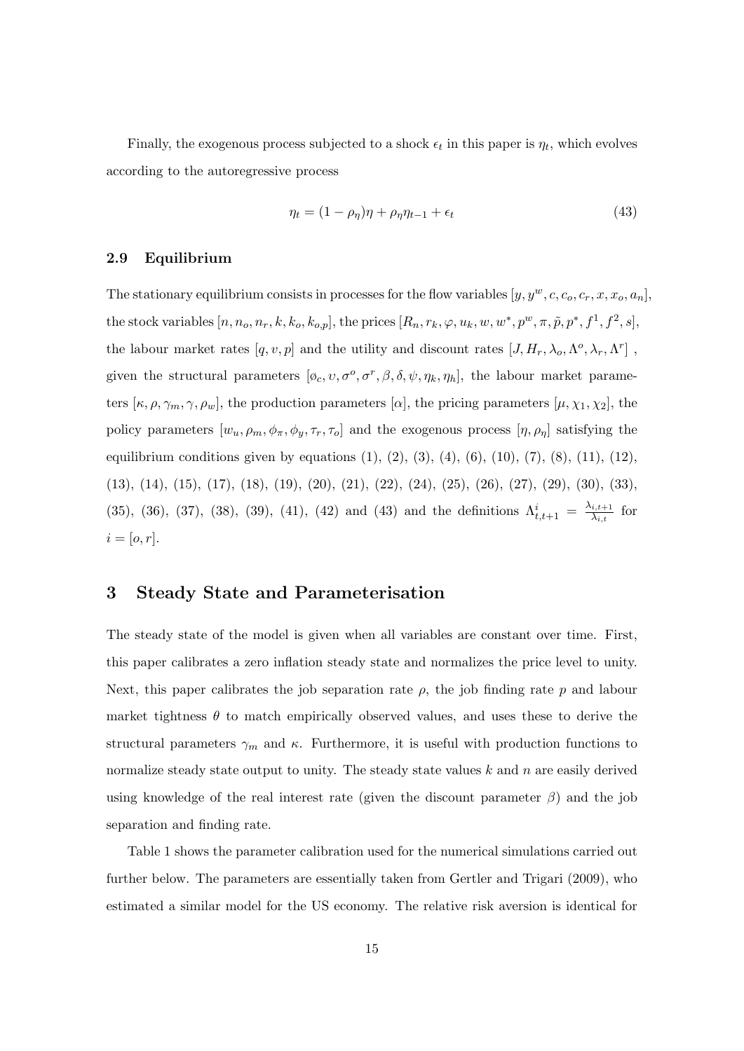Finally, the exogenous process subjected to a shock $\epsilon_t$ in this paper is $\eta_t$, which evolves according to the autoregressive process

$$\eta_t = (1 - \rho_\eta)\eta + \rho_\eta \eta_{t-1} + \epsilon_t \tag{43}$$

### 2.9 Equilibrium

The stationary equilibrium consists in processes for the flow variables $[y, y^w, c, c_o, c_r, x, x_o, a_n]$, the stock variables $[n, n_o, n_r, k, k_o, k_{o,p}]$, the prices $[R_n, r_k, \varphi, u_k, w, w^*, p^w, \pi, \tilde{p}, p^*, f^1, f^2, s]$, the labour market rates $[q, v, p]$ and the utility and discount rates $[J, H_r, \lambda_o, \Lambda^o, \lambda_r, \Lambda^r]$ , given the structural parameters $[\o_c, \upsilon, \sigma^o, \sigma^r, \beta, \delta, \psi, \eta_k, \eta_h]$, the labour market parameters $[\kappa, \rho, \gamma_m, \gamma, \rho_w]$, the production parameters $[\alpha]$, the pricing parameters $[\mu, \chi_1, \chi_2]$, the policy parameters $[w_u, \rho_m, \phi_\pi, \phi_y, \tau_r, \tau_o]$ and the exogenous process $[\eta, \rho_\eta]$ satisfying the equilibrium conditions given by equations (1), (2), (3), (4), (6), (10), (7), (8), (11), (12), (13), (14), (15), (17), (18), (19), (20), (21), (22), (24), (25), (26), (27), (29), (30), (33), (35), (36), (37), (38), (39), (41), (42) and (43) and the definitions $\Lambda^i_{t,t+1} = \frac{\lambda_{i,t+1}}{\lambda_{i,t}}$ for $i = [o, r]$.

## 3 Steady State and Parameterisation

The steady state of the model is given when all variables are constant over time. First, this paper calibrates a zero inflation steady state and normalizes the price level to unity. Next, this paper calibrates the job separation rate $\rho$, the job finding rate $p$ and labour market tightness $\theta$ to match empirically observed values, and uses these to derive the structural parameters $\gamma_m$ and $\kappa$. Furthermore, it is useful with production functions to normalize steady state output to unity. The steady state values $k$ and $n$ are easily derived using knowledge of the real interest rate (given the discount parameter $\beta$) and the job separation and finding rate.

Table 1 shows the parameter calibration used for the numerical simulations carried out further below. The parameters are essentially taken from Gertler and Trigari (2009), who estimated a similar model for the US economy. The relative risk aversion is identical for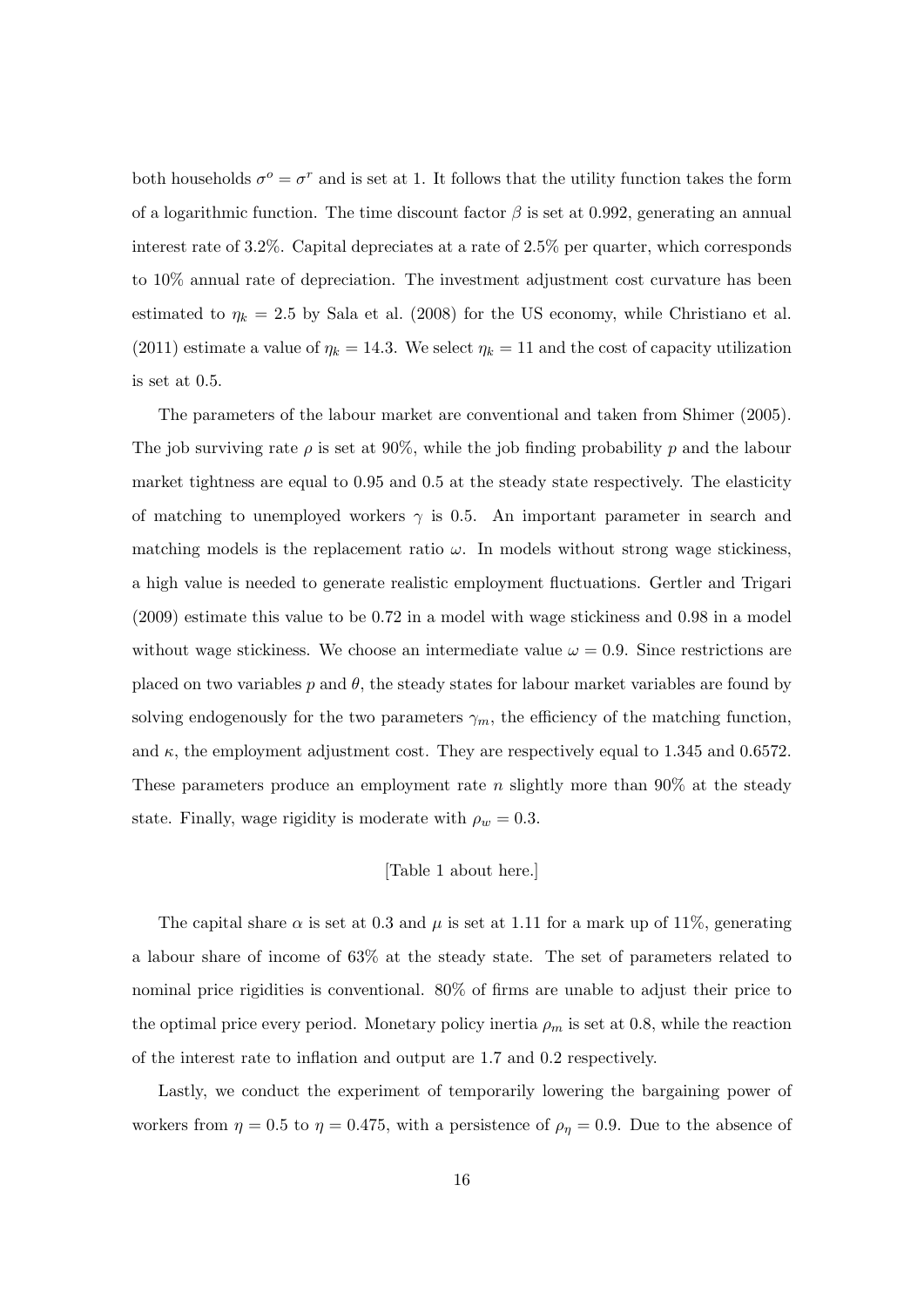both households $\sigma^o = \sigma^r$ and is set at 1. It follows that the utility function takes the form of a logarithmic function. The time discount factor $\beta$ is set at 0.992, generating an annual interest rate of 3.2%. Capital depreciates at a rate of 2.5% per quarter, which corresponds to 10% annual rate of depreciation. The investment adjustment cost curvature has been estimated to $\eta_k = 2.5$ by Sala et al. (2008) for the US economy, while Christiano et al. (2011) estimate a value of $\eta_k = 14.3$. We select $\eta_k = 11$ and the cost of capacity utilization is set at 0.5.

The parameters of the labour market are conventional and taken from Shimer (2005). The job surviving rate $\rho$ is set at 90%, while the job finding probability $p$ and the labour market tightness are equal to 0.95 and 0.5 at the steady state respectively. The elasticity of matching to unemployed workers $\gamma$ is 0.5. An important parameter in search and matching models is the replacement ratio $\omega$. In models without strong wage stickiness, a high value is needed to generate realistic employment fluctuations. Gertler and Trigari (2009) estimate this value to be 0.72 in a model with wage stickiness and 0.98 in a model without wage stickiness. We choose an intermediate value $\omega = 0.9$. Since restrictions are placed on two variables $p$ and $\theta$, the steady states for labour market variables are found by solving endogenously for the two parameters $\gamma_m$, the efficiency of the matching function, and $\kappa$, the employment adjustment cost. They are respectively equal to 1.345 and 0.6572. These parameters produce an employment rate $n$ slightly more than 90% at the steady state. Finally, wage rigidity is moderate with $\rho_w = 0.3$.

[Table 1 about here.]

The capital share $\alpha$ is set at 0.3 and $\mu$ is set at 1.11 for a mark up of 11%, generating a labour share of income of 63% at the steady state. The set of parameters related to nominal price rigidities is conventional. 80% of firms are unable to adjust their price to the optimal price every period. Monetary policy inertia $\rho_m$ is set at 0.8, while the reaction of the interest rate to inflation and output are 1.7 and 0.2 respectively.

Lastly, we conduct the experiment of temporarily lowering the bargaining power of workers from $\eta = 0.5$ to $\eta = 0.475$, with a persistence of $\rho_\eta = 0.9$. Due to the absence of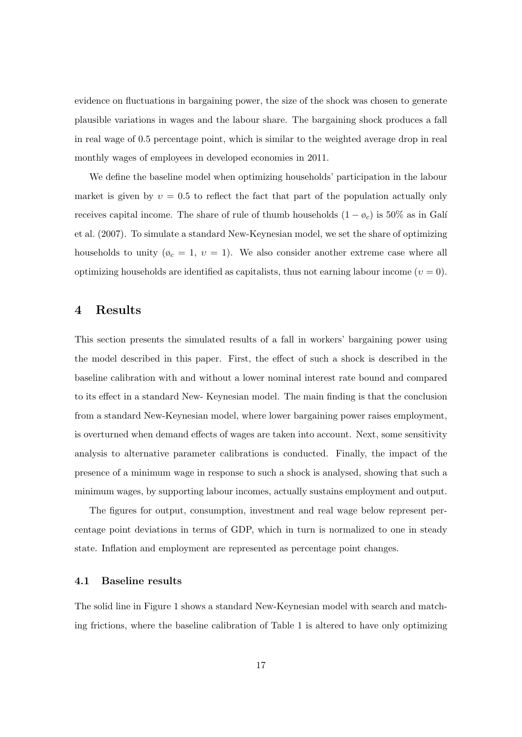evidence on fluctuations in bargaining power, the size of the shock was chosen to generate plausible variations in wages and the labour share. The bargaining shock produces a fall in real wage of 0.5 percentage point, which is similar to the weighted average drop in real monthly wages of employees in developed economies in 2011.

We define the baseline model when optimizing households' participation in the labour market is given by $\upsilon = 0.5$ to reflect the fact that part of the population actually only receives capital income. The share of rule of thumb households $(1 - \o_c)$ is 50% as in Galí et al. (2007). To simulate a standard New-Keynesian model, we set the share of optimizing households to unity ($\o_c = 1$, $\upsilon = 1$). We also consider another extreme case where all optimizing households are identified as capitalists, thus not earning labour income ($\upsilon = 0$).

# 4 Results

This section presents the simulated results of a fall in workers' bargaining power using the model described in this paper. First, the effect of such a shock is described in the baseline calibration with and without a lower nominal interest rate bound and compared to its effect in a standard New- Keynesian model. The main finding is that the conclusion from a standard New-Keynesian model, where lower bargaining power raises employment, is overturned when demand effects of wages are taken into account. Next, some sensitivity analysis to alternative parameter calibrations is conducted. Finally, the impact of the presence of a minimum wage in response to such a shock is analysed, showing that such a minimum wages, by supporting labour incomes, actually sustains employment and output.

The figures for output, consumption, investment and real wage below represent percentage point deviations in terms of GDP, which in turn is normalized to one in steady state. Inflation and employment are represented as percentage point changes.

## 4.1 Baseline results

The solid line in Figure 1 shows a standard New-Keynesian model with search and matching frictions, where the baseline calibration of Table 1 is altered to have only optimizing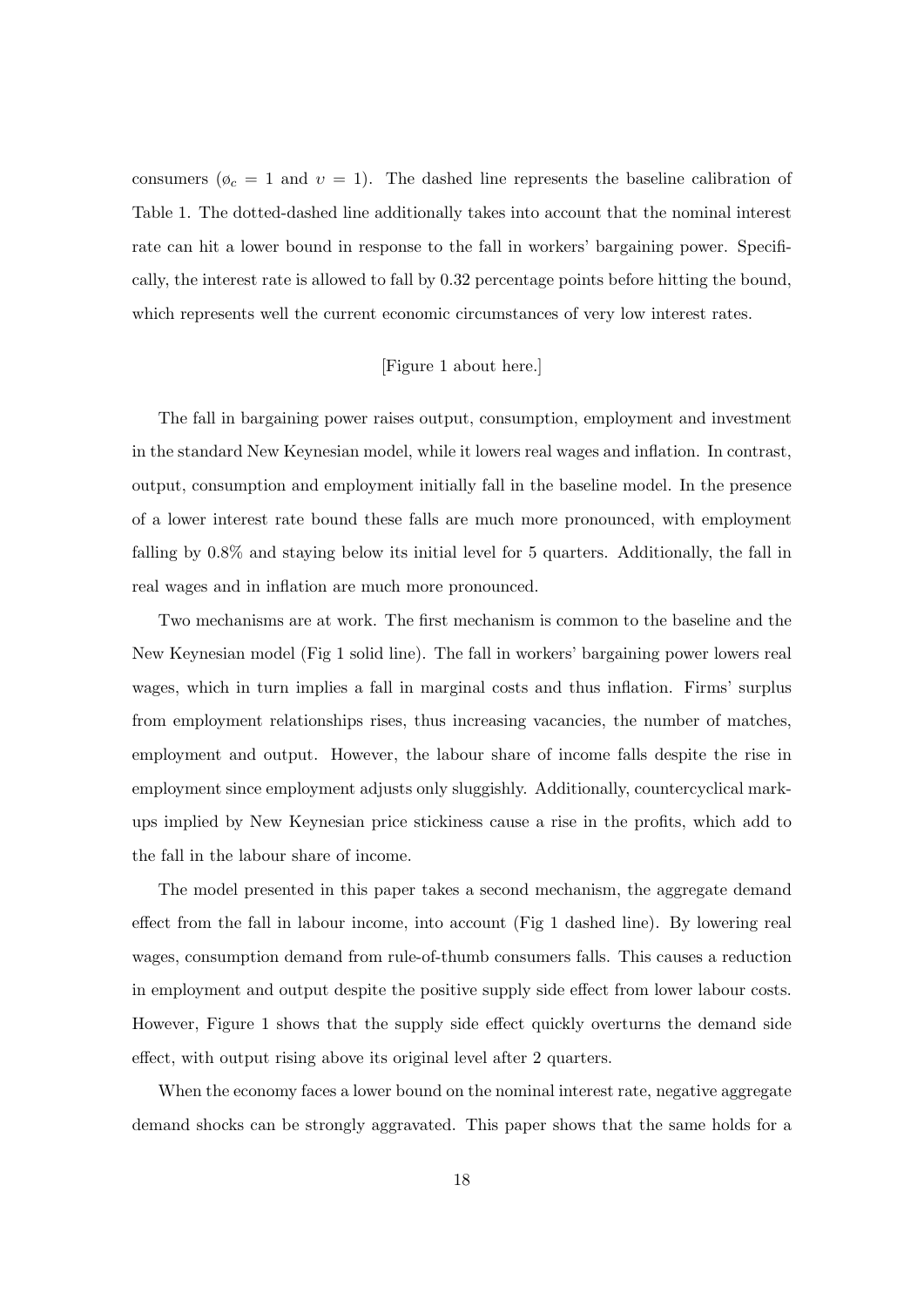consumers ($\o_c = 1$ and $\upsilon = 1$). The dashed line represents the baseline calibration of Table 1. The dotted-dashed line additionally takes into account that the nominal interest rate can hit a lower bound in response to the fall in workers' bargaining power. Specifically, the interest rate is allowed to fall by 0.32 percentage points before hitting the bound, which represents well the current economic circumstances of very low interest rates.

[Figure 1 about here.]

The fall in bargaining power raises output, consumption, employment and investment in the standard New Keynesian model, while it lowers real wages and inflation. In contrast, output, consumption and employment initially fall in the baseline model. In the presence of a lower interest rate bound these falls are much more pronounced, with employment falling by 0.8% and staying below its initial level for 5 quarters. Additionally, the fall in real wages and in inflation are much more pronounced.

Two mechanisms are at work. The first mechanism is common to the baseline and the New Keynesian model (Fig 1 solid line). The fall in workers' bargaining power lowers real wages, which in turn implies a fall in marginal costs and thus inflation. Firms' surplus from employment relationships rises, thus increasing vacancies, the number of matches, employment and output. However, the labour share of income falls despite the rise in employment since employment adjusts only sluggishly. Additionally, countercyclical markups implied by New Keynesian price stickiness cause a rise in the profits, which add to the fall in the labour share of income.

The model presented in this paper takes a second mechanism, the aggregate demand effect from the fall in labour income, into account (Fig 1 dashed line). By lowering real wages, consumption demand from rule-of-thumb consumers falls. This causes a reduction in employment and output despite the positive supply side effect from lower labour costs. However, Figure 1 shows that the supply side effect quickly overturns the demand side effect, with output rising above its original level after 2 quarters.

When the economy faces a lower bound on the nominal interest rate, negative aggregate demand shocks can be strongly aggravated. This paper shows that the same holds for a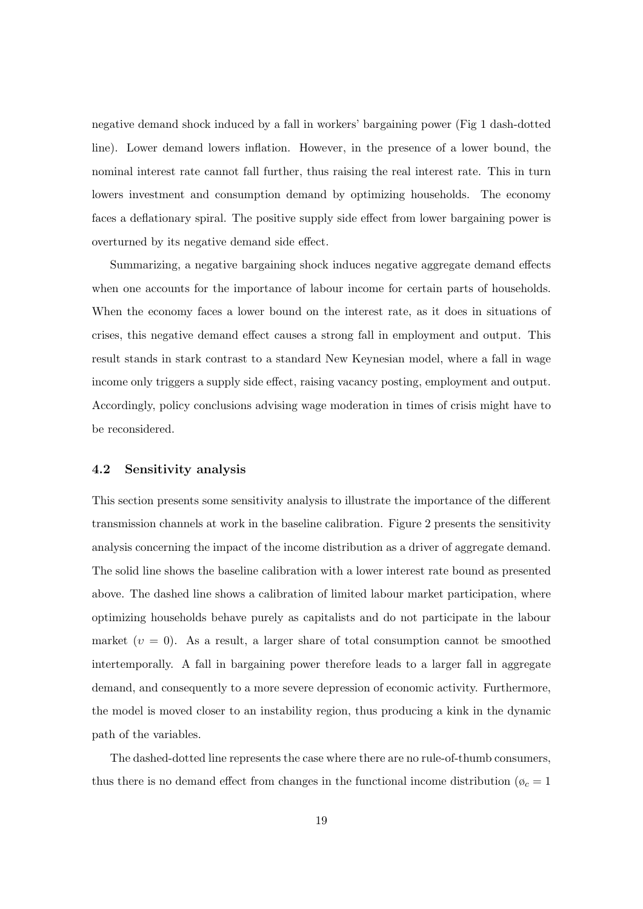negative demand shock induced by a fall in workers' bargaining power (Fig 1 dash-dotted line). Lower demand lowers inflation. However, in the presence of a lower bound, the nominal interest rate cannot fall further, thus raising the real interest rate. This in turn lowers investment and consumption demand by optimizing households. The economy faces a deflationary spiral. The positive supply side effect from lower bargaining power is overturned by its negative demand side effect.

Summarizing, a negative bargaining shock induces negative aggregate demand effects when one accounts for the importance of labour income for certain parts of households. When the economy faces a lower bound on the interest rate, as it does in situations of crises, this negative demand effect causes a strong fall in employment and output. This result stands in stark contrast to a standard New Keynesian model, where a fall in wage income only triggers a supply side effect, raising vacancy posting, employment and output. Accordingly, policy conclusions advising wage moderation in times of crisis might have to be reconsidered.

### 4.2 Sensitivity analysis

This section presents some sensitivity analysis to illustrate the importance of the different transmission channels at work in the baseline calibration. Figure 2 presents the sensitivity analysis concerning the impact of the income distribution as a driver of aggregate demand. The solid line shows the baseline calibration with a lower interest rate bound as presented above. The dashed line shows a calibration of limited labour market participation, where optimizing households behave purely as capitalists and do not participate in the labour market ($\upsilon = 0$). As a result, a larger share of total consumption cannot be smoothed intertemporally. A fall in bargaining power therefore leads to a larger fall in aggregate demand, and consequently to a more severe depression of economic activity. Furthermore, the model is moved closer to an instability region, thus producing a kink in the dynamic path of the variables.

The dashed-dotted line represents the case where there are no rule-of-thumb consumers, thus there is no demand effect from changes in the functional income distribution ($\o_c = 1$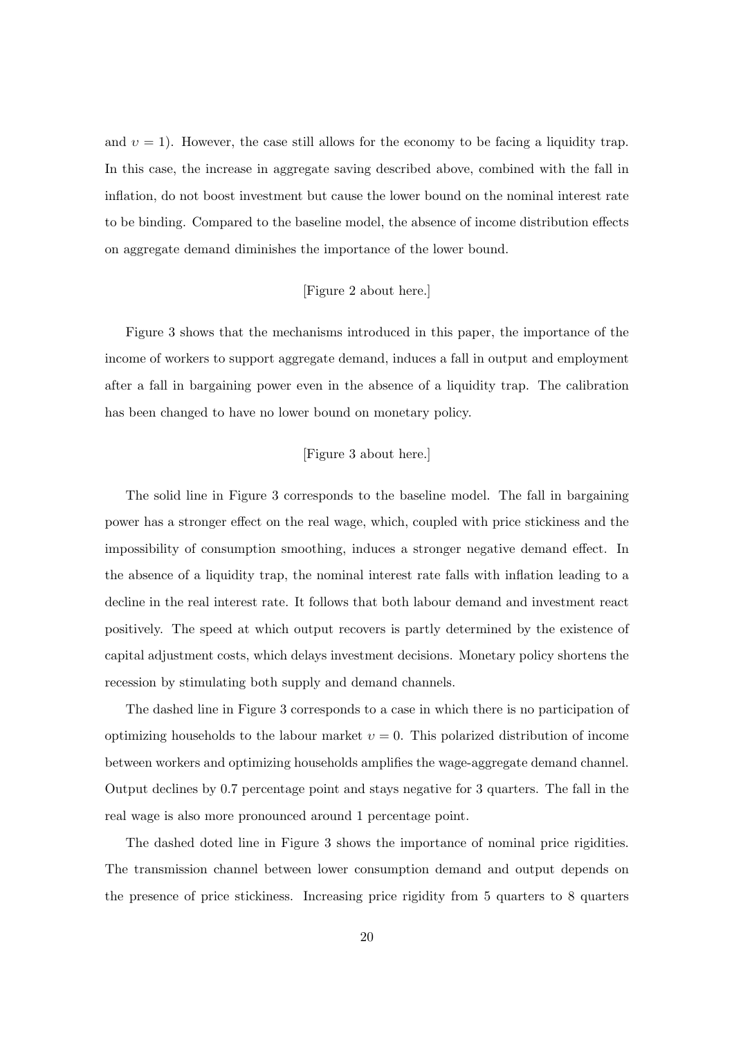and $\upsilon = 1$). However, the case still allows for the economy to be facing a liquidity trap. In this case, the increase in aggregate saving described above, combined with the fall in inflation, do not boost investment but cause the lower bound on the nominal interest rate to be binding. Compared to the baseline model, the absence of income distribution effects on aggregate demand diminishes the importance of the lower bound.

[Figure 2 about here.]

Figure 3 shows that the mechanisms introduced in this paper, the importance of the income of workers to support aggregate demand, induces a fall in output and employment after a fall in bargaining power even in the absence of a liquidity trap. The calibration has been changed to have no lower bound on monetary policy.

[Figure 3 about here.]

The solid line in Figure 3 corresponds to the baseline model. The fall in bargaining power has a stronger effect on the real wage, which, coupled with price stickiness and the impossibility of consumption smoothing, induces a stronger negative demand effect. In the absence of a liquidity trap, the nominal interest rate falls with inflation leading to a decline in the real interest rate. It follows that both labour demand and investment react positively. The speed at which output recovers is partly determined by the existence of capital adjustment costs, which delays investment decisions. Monetary policy shortens the recession by stimulating both supply and demand channels.

The dashed line in Figure 3 corresponds to a case in which there is no participation of optimizing households to the labour market $\upsilon = 0$. This polarized distribution of income between workers and optimizing households amplifies the wage-aggregate demand channel. Output declines by 0.7 percentage point and stays negative for 3 quarters. The fall in the real wage is also more pronounced around 1 percentage point.

The dashed doted line in Figure 3 shows the importance of nominal price rigidities. The transmission channel between lower consumption demand and output depends on the presence of price stickiness. Increasing price rigidity from 5 quarters to 8 quarters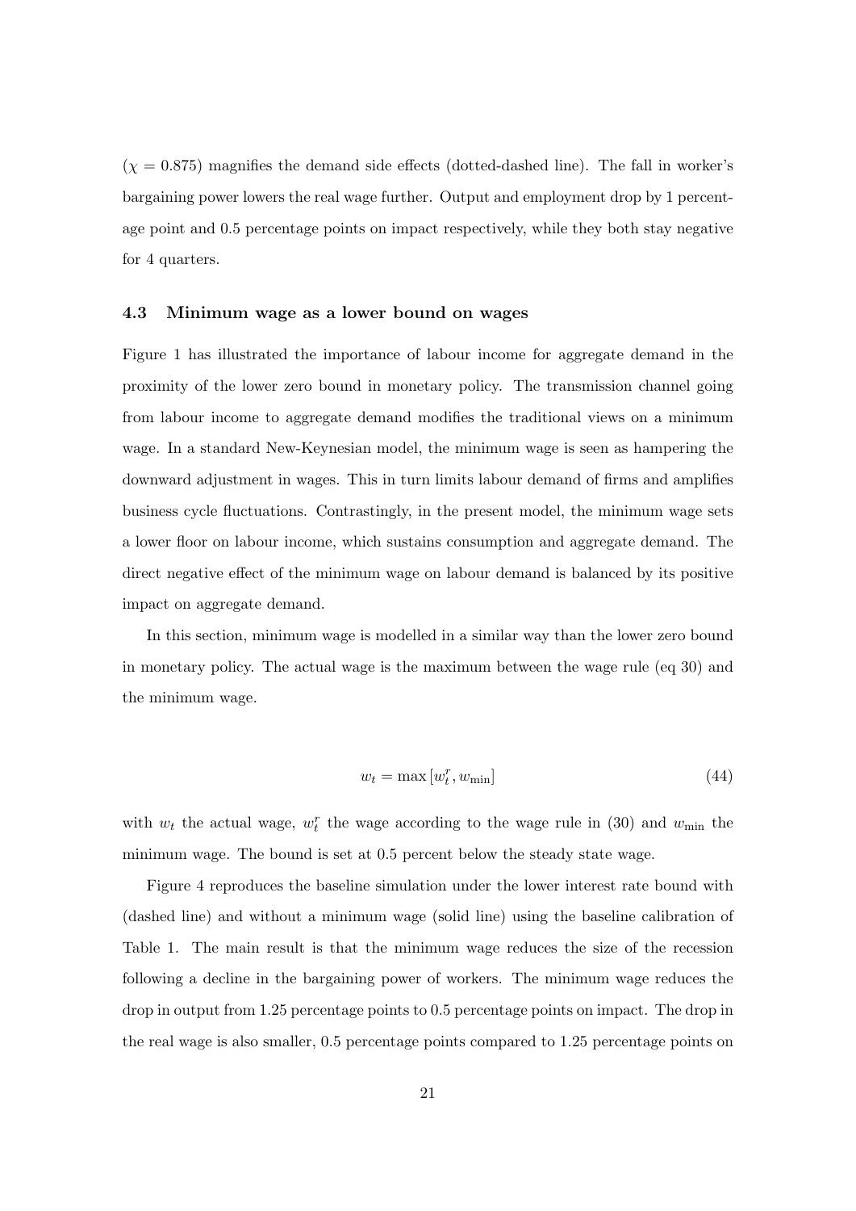($\chi = 0.875$) magnifies the demand side effects (dotted-dashed line). The fall in worker's bargaining power lowers the real wage further. Output and employment drop by 1 percentage point and 0.5 percentage points on impact respectively, while they both stay negative for 4 quarters.

### 4.3 Minimum wage as a lower bound on wages

Figure 1 has illustrated the importance of labour income for aggregate demand in the proximity of the lower zero bound in monetary policy. The transmission channel going from labour income to aggregate demand modifies the traditional views on a minimum wage. In a standard New-Keynesian model, the minimum wage is seen as hampering the downward adjustment in wages. This in turn limits labour demand of firms and amplifies business cycle fluctuations. Contrastingly, in the present model, the minimum wage sets a lower floor on labour income, which sustains consumption and aggregate demand. The direct negative effect of the minimum wage on labour demand is balanced by its positive impact on aggregate demand.

In this section, minimum wage is modelled in a similar way than the lower zero bound in monetary policy. The actual wage is the maximum between the wage rule (eq 30) and the minimum wage.

$$w_t = \max\left[w_t^r, w_{\min}\right] \tag{44}$$

with $w_t$ the actual wage, $w_t^r$ the wage according to the wage rule in (30) and $w_{\min}$ the minimum wage. The bound is set at 0.5 percent below the steady state wage.

Figure 4 reproduces the baseline simulation under the lower interest rate bound with (dashed line) and without a minimum wage (solid line) using the baseline calibration of Table 1. The main result is that the minimum wage reduces the size of the recession following a decline in the bargaining power of workers. The minimum wage reduces the drop in output from 1.25 percentage points to 0.5 percentage points on impact. The drop in the real wage is also smaller, 0.5 percentage points compared to 1.25 percentage points on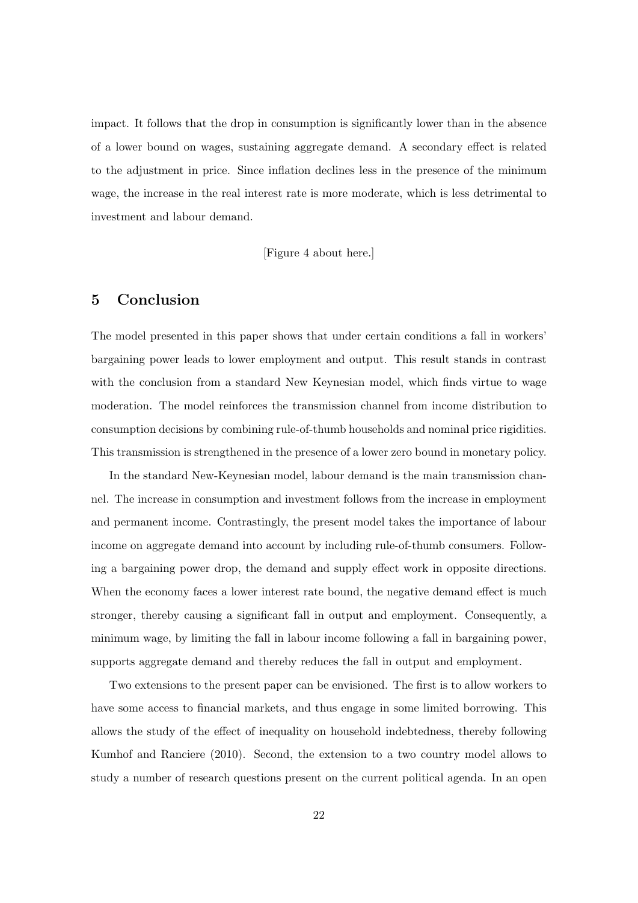impact. It follows that the drop in consumption is significantly lower than in the absence of a lower bound on wages, sustaining aggregate demand. A secondary effect is related to the adjustment in price. Since inflation declines less in the presence of the minimum wage, the increase in the real interest rate is more moderate, which is less detrimental to investment and labour demand.

[Figure 4 about here.]

## 5 Conclusion

The model presented in this paper shows that under certain conditions a fall in workers' bargaining power leads to lower employment and output. This result stands in contrast with the conclusion from a standard New Keynesian model, which finds virtue to wage moderation. The model reinforces the transmission channel from income distribution to consumption decisions by combining rule-of-thumb households and nominal price rigidities. This transmission is strengthened in the presence of a lower zero bound in monetary policy.

In the standard New-Keynesian model, labour demand is the main transmission channel. The increase in consumption and investment follows from the increase in employment and permanent income. Contrastingly, the present model takes the importance of labour income on aggregate demand into account by including rule-of-thumb consumers. Following a bargaining power drop, the demand and supply effect work in opposite directions. When the economy faces a lower interest rate bound, the negative demand effect is much stronger, thereby causing a significant fall in output and employment. Consequently, a minimum wage, by limiting the fall in labour income following a fall in bargaining power, supports aggregate demand and thereby reduces the fall in output and employment.

Two extensions to the present paper can be envisioned. The first is to allow workers to have some access to financial markets, and thus engage in some limited borrowing. This allows the study of the effect of inequality on household indebtedness, thereby following Kumhof and Ranciere (2010). Second, the extension to a two country model allows to study a number of research questions present on the current political agenda. In an open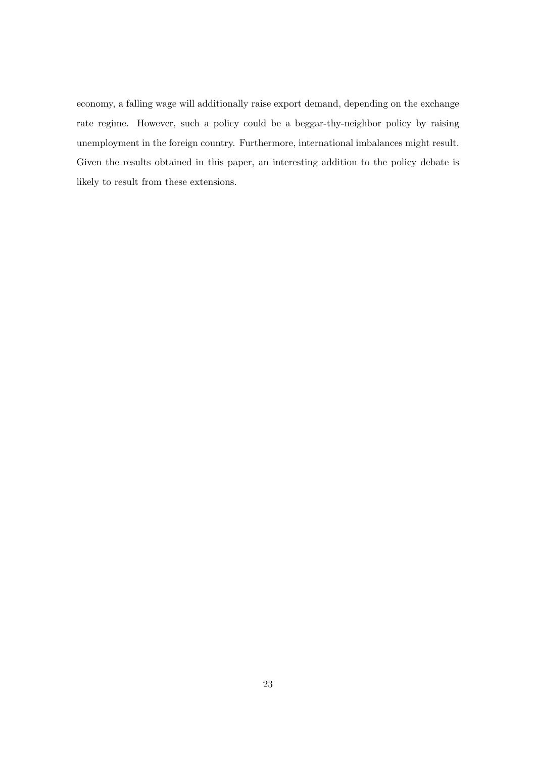economy, a falling wage will additionally raise export demand, depending on the exchange rate regime. However, such a policy could be a beggar-thy-neighbor policy by raising unemployment in the foreign country. Furthermore, international imbalances might result. Given the results obtained in this paper, an interesting addition to the policy debate is likely to result from these extensions.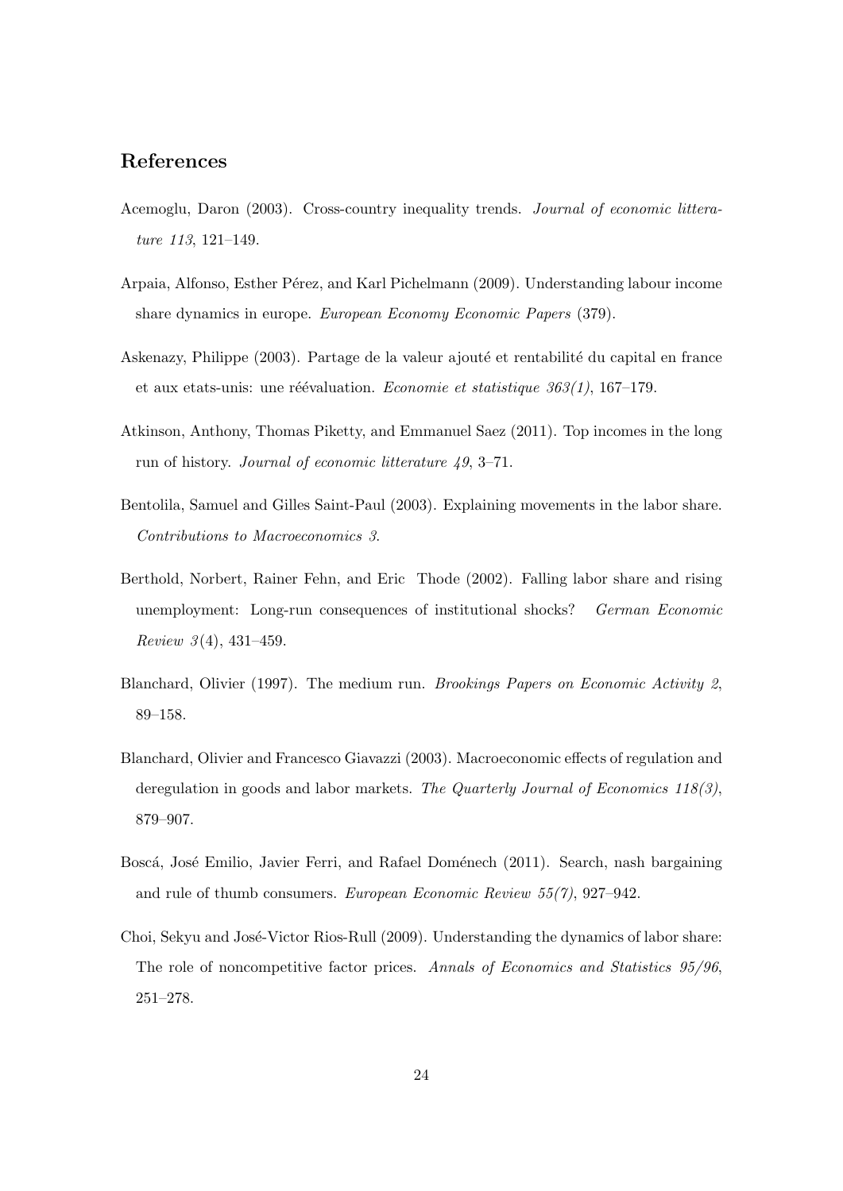## References

Acemoglu, Daron (2003). Cross-country inequality trends. *Journal of economic litterature 113*, 121–149.

Arpaia, Alfonso, Esther Pérez, and Karl Pichelmann (2009). Understanding labour income share dynamics in europe. *European Economy Economic Papers* (379).

Askenazy, Philippe (2003). Partage de la valeur ajouté et rentabilité du capital en france et aux etats-unis: une réévaluation. *Economie et statistique 363(1)*, 167–179.

Atkinson, Anthony, Thomas Piketty, and Emmanuel Saez (2011). Top incomes in the long run of history. *Journal of economic litterature 49*, 3–71.

Bentolila, Samuel and Gilles Saint-Paul (2003). Explaining movements in the labor share. *Contributions to Macroeconomics 3*.

Berthold, Norbert, Rainer Fehn, and Eric Thode (2002). Falling labor share and rising unemployment: Long-run consequences of institutional shocks? *German Economic Review 3*(4), 431–459.

Blanchard, Olivier (1997). The medium run. *Brookings Papers on Economic Activity 2*, 89–158.

Blanchard, Olivier and Francesco Giavazzi (2003). Macroeconomic effects of regulation and deregulation in goods and labor markets. *The Quarterly Journal of Economics 118(3)*, 879–907.

Boscá, José Emilio, Javier Ferri, and Rafael Doménech (2011). Search, nash bargaining and rule of thumb consumers. *European Economic Review 55(7)*, 927–942.

Choi, Sekyu and José-Victor Rios-Rull (2009). Understanding the dynamics of labor share: The role of noncompetitive factor prices. *Annals of Economics and Statistics 95/96*, 251–278.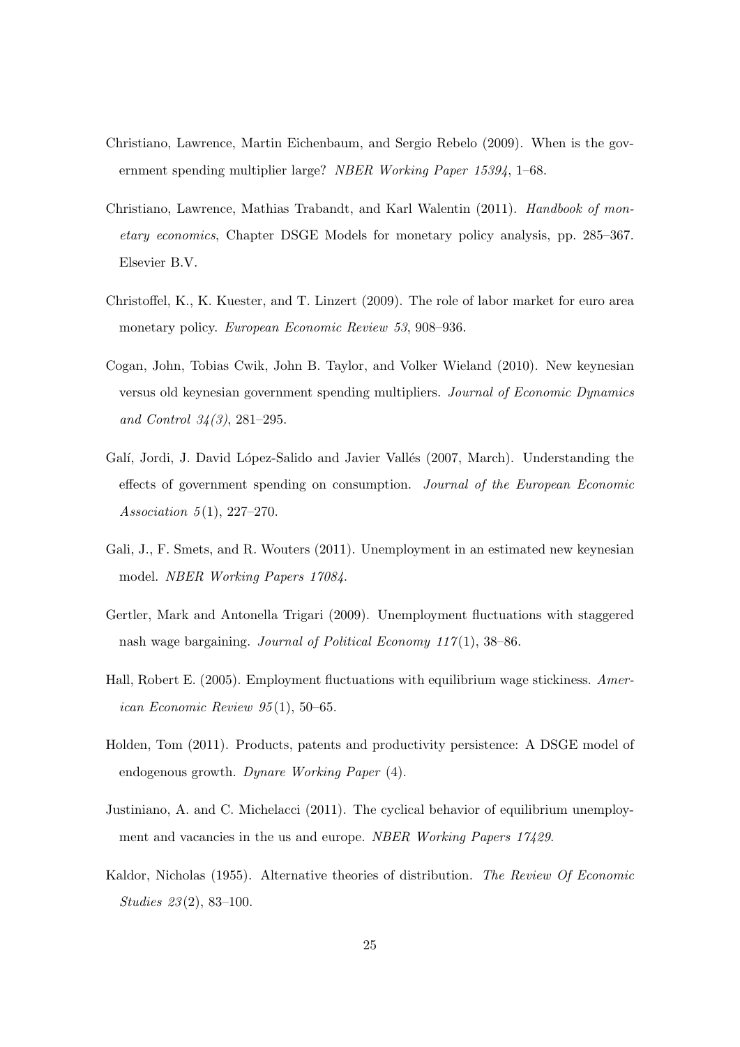Christiano, Lawrence, Martin Eichenbaum, and Sergio Rebelo (2009). When is the government spending multiplier large? *NBER Working Paper 15394*, 1–68.

Christiano, Lawrence, Mathias Trabandt, and Karl Walentin (2011). *Handbook of monetary economics*, Chapter DSGE Models for monetary policy analysis, pp. 285–367. Elsevier B.V.

Christoffel, K., K. Kuester, and T. Linzert (2009). The role of labor market for euro area monetary policy. *European Economic Review 53*, 908–936.

Cogan, John, Tobias Cwik, John B. Taylor, and Volker Wieland (2010). New keynesian versus old keynesian government spending multipliers. *Journal of Economic Dynamics and Control 34(3)*, 281–295.

Galí, Jordi, J. David López-Salido and Javier Vallés (2007, March). Understanding the effects of government spending on consumption. *Journal of the European Economic Association 5*(1), 227–270.

Gali, J., F. Smets, and R. Wouters (2011). Unemployment in an estimated new keynesian model. *NBER Working Papers 17084*.

Gertler, Mark and Antonella Trigari (2009). Unemployment fluctuations with staggered nash wage bargaining. *Journal of Political Economy 117*(1), 38–86.

Hall, Robert E. (2005). Employment fluctuations with equilibrium wage stickiness. *American Economic Review 95*(1), 50–65.

Holden, Tom (2011). Products, patents and productivity persistence: A DSGE model of endogenous growth. *Dynare Working Paper* (4).

Justiniano, A. and C. Michelacci (2011). The cyclical behavior of equilibrium unemployment and vacancies in the us and europe. *NBER Working Papers 17429*.

Kaldor, Nicholas (1955). Alternative theories of distribution. *The Review Of Economic Studies 23*(2), 83–100.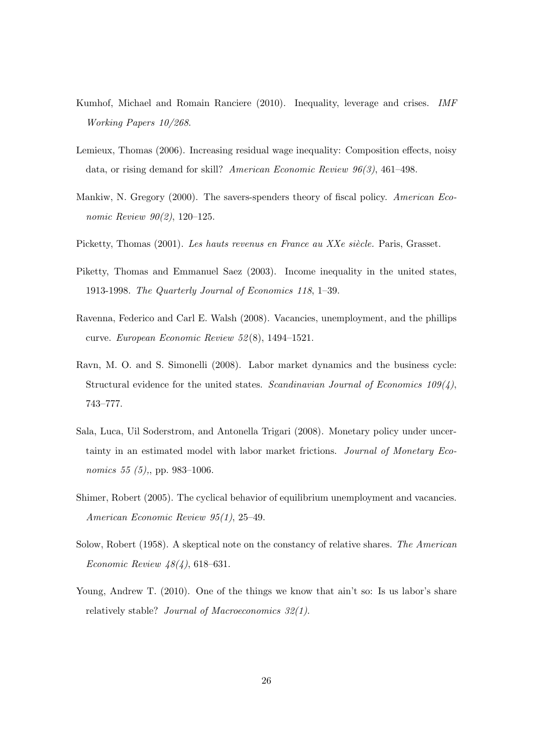Kumhof, Michael and Romain Ranciere (2010). Inequality, leverage and crises. *IMF Working Papers 10/268*.

Lemieux, Thomas (2006). Increasing residual wage inequality: Composition effects, noisy data, or rising demand for skill? *American Economic Review 96(3)*, 461–498.

Mankiw, N. Gregory (2000). The savers-spenders theory of fiscal policy. *American Economic Review 90(2)*, 120–125.

Picketty, Thomas (2001). *Les hauts revenus en France au XXe siècle.* Paris, Grasset.

Piketty, Thomas and Emmanuel Saez (2003). Income inequality in the united states, 1913-1998. *The Quarterly Journal of Economics 118*, 1–39.

Ravenna, Federico and Carl E. Walsh (2008). Vacancies, unemployment, and the phillips curve. *European Economic Review 52*(8), 1494–1521.

Ravn, M. O. and S. Simonelli (2008). Labor market dynamics and the business cycle: Structural evidence for the united states. *Scandinavian Journal of Economics 109(4)*, 743–777.

Sala, Luca, Uil Soderstrom, and Antonella Trigari (2008). Monetary policy under uncertainty in an estimated model with labor market frictions. *Journal of Monetary Economics 55 (5),*, pp. 983–1006.

Shimer, Robert (2005). The cyclical behavior of equilibrium unemployment and vacancies. *American Economic Review 95(1)*, 25–49.

Solow, Robert (1958). A skeptical note on the constancy of relative shares. *The American Economic Review 48(4)*, 618–631.

Young, Andrew T. (2010). One of the things we know that ain't so: Is us labor's share relatively stable? *Journal of Macroeconomics 32(1).*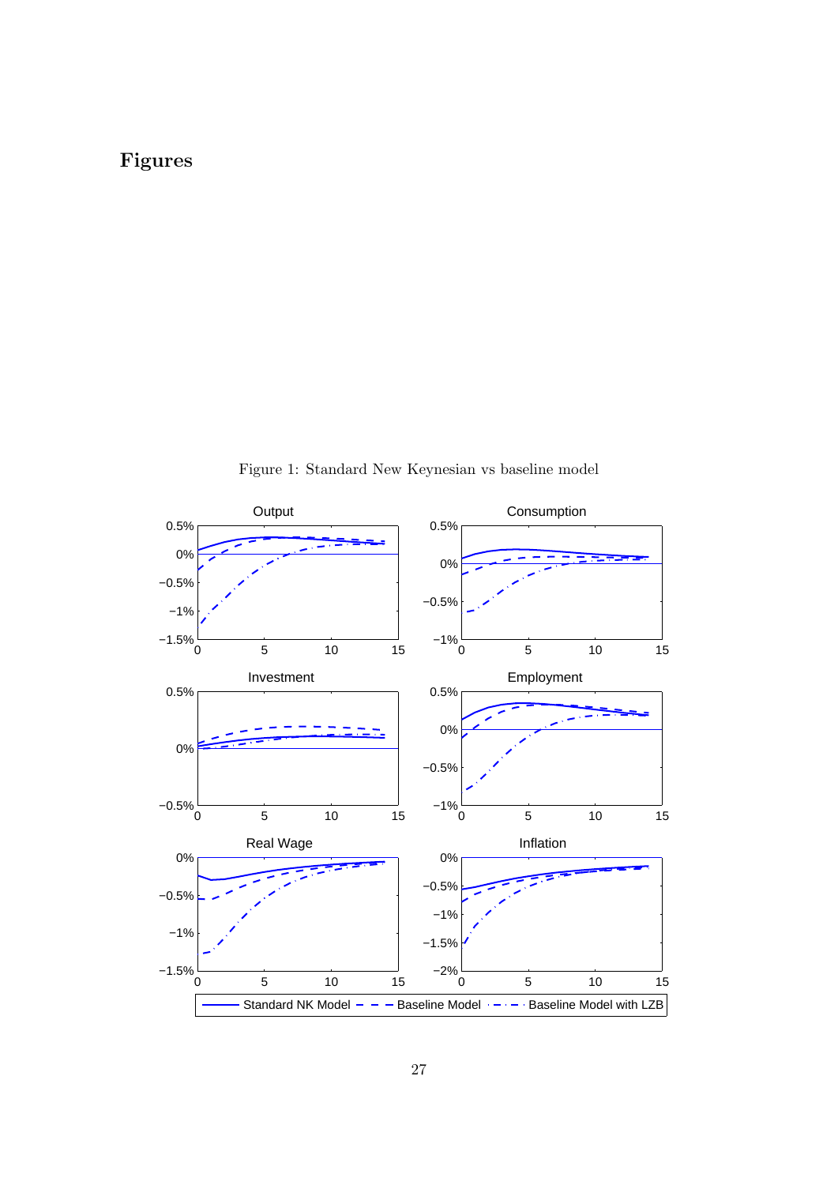# Figures

Figure 1: Standard New Keynesian vs baseline model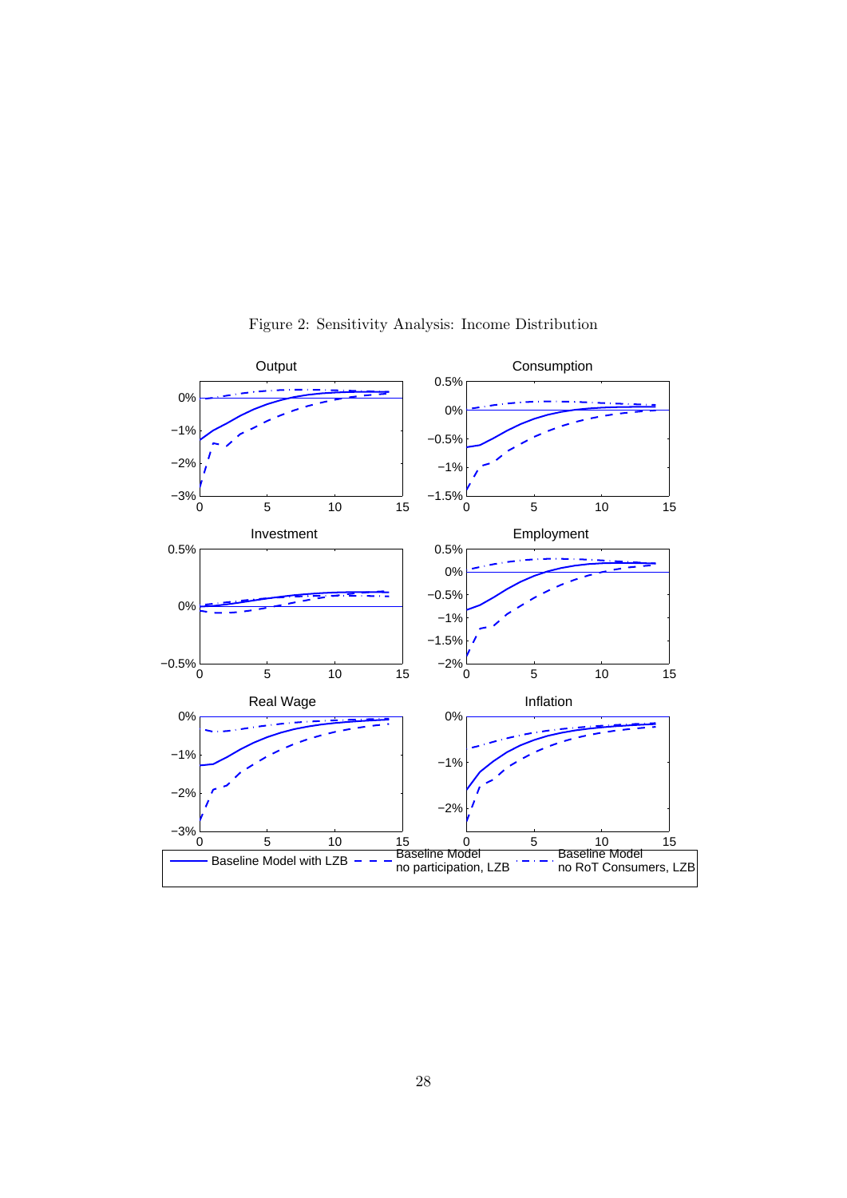Figure 2: Sensitivity Analysis: Income Distribution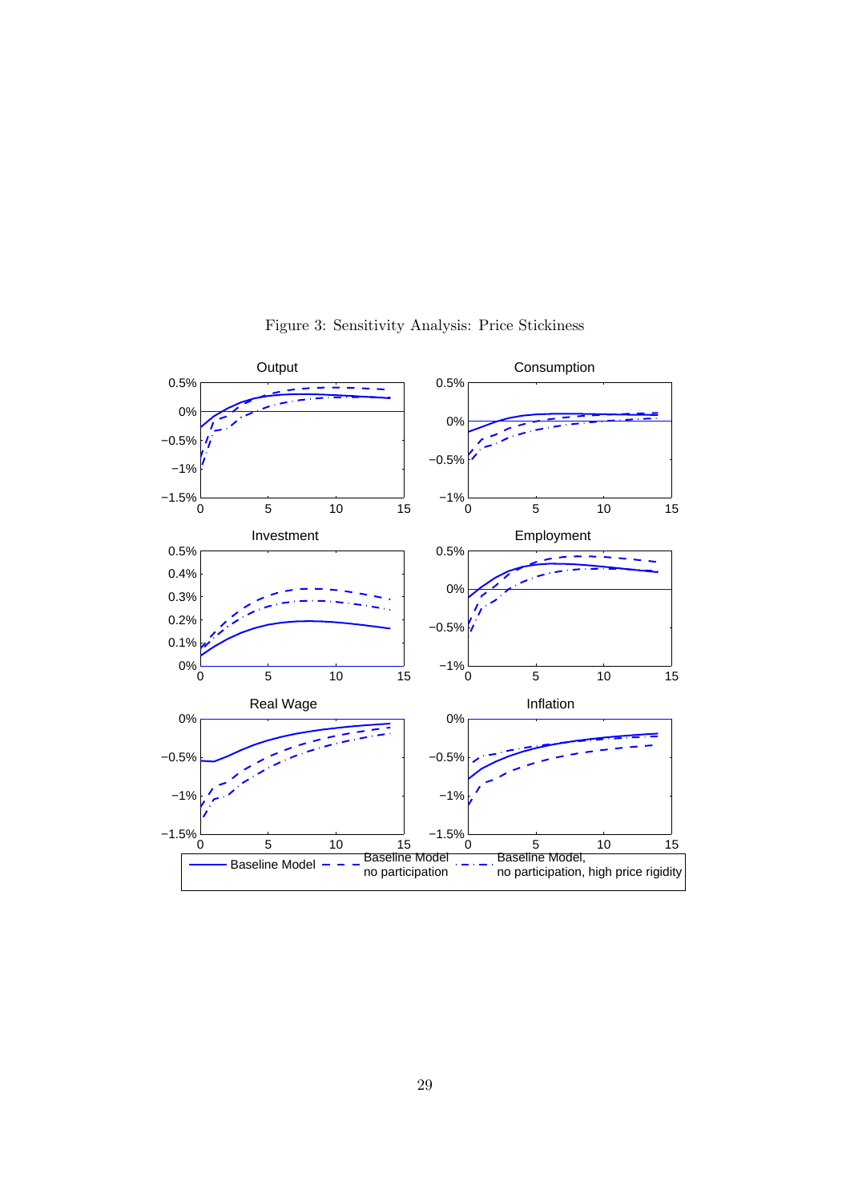Figure 3: Sensitivity Analysis: Price Stickiness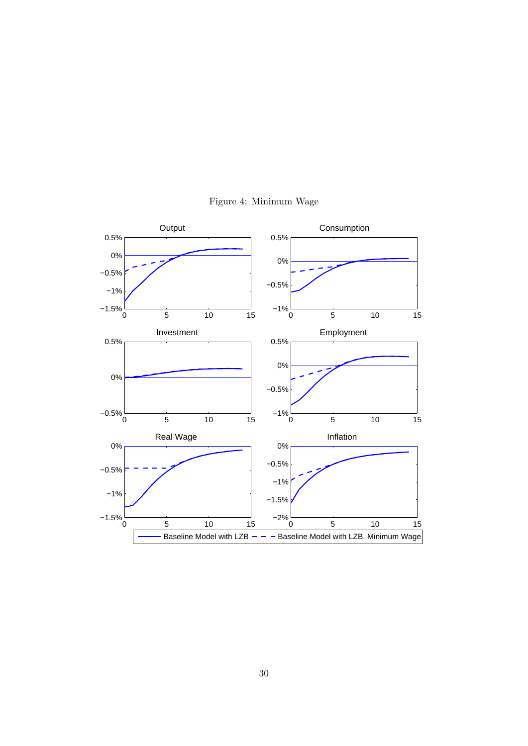Figure 4: Minimum Wage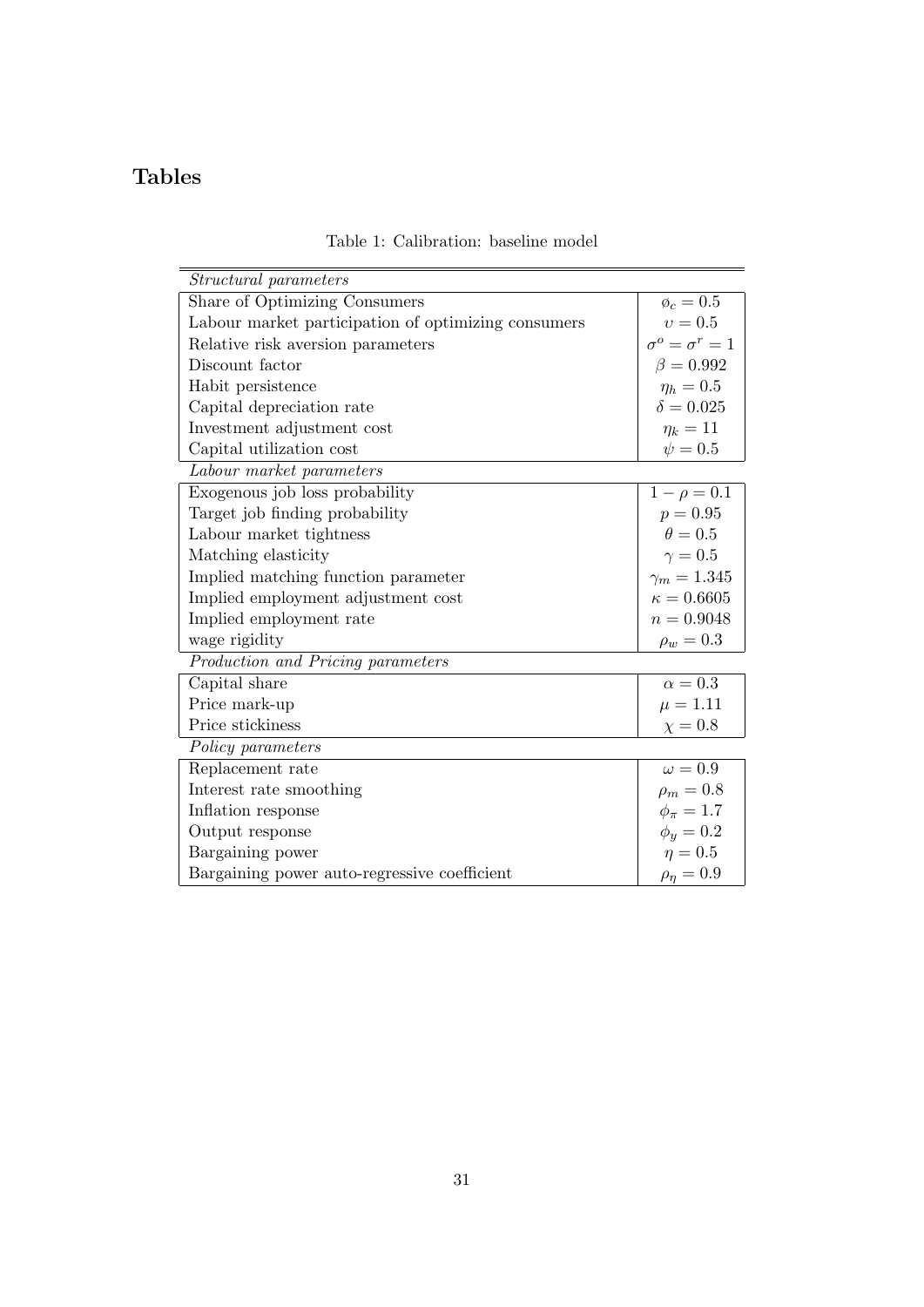# Tables

Table 1: Calibration: baseline model

| | |
|---|---|
| *Structural parameters* | |
| Share of Optimizing Consumers | $\o_c = 0.5$ |
| Labour market participation of optimizing consumers | $\upsilon = 0.5$ |
| Relative risk aversion parameters | $\sigma^o = \sigma^r = 1$ |
| Discount factor | $\beta = 0.992$ |
| Habit persistence | $\eta_h = 0.5$ |
| Capital depreciation rate | $\delta = 0.025$ |
| Investment adjustment cost | $\eta_k = 11$ |
| Capital utilization cost | $\psi = 0.5$ |
| *Labour market parameters* | |
| Exogenous job loss probability | $1 - \rho = 0.1$ |
| Target job finding probability | $p = 0.95$ |
| Labour market tightness | $\theta = 0.5$ |
| Matching elasticity | $\gamma = 0.5$ |
| Implied matching function parameter | $\gamma_m = 1.345$ |
| Implied employment adjustment cost | $\kappa = 0.6605$ |
| Implied employment rate | $n = 0.9048$ |
| wage rigidity | $\rho_w = 0.3$ |
| *Production and Pricing parameters* | |
| Capital share | $\alpha = 0.3$ |
| Price mark-up | $\mu = 1.11$ |
| Price stickiness | $\chi = 0.8$ |
| *Policy parameters* | |
| Replacement rate | $\omega = 0.9$ |
| Interest rate smoothing | $\rho_m = 0.8$ |
| Inflation response | $\phi_\pi = 1.7$ |
| Output response | $\phi_y = 0.2$ |
| Bargaining power | $\eta = 0.5$ |
| Bargaining power auto-regressive coefficient | $\rho_\eta = 0.9$ |